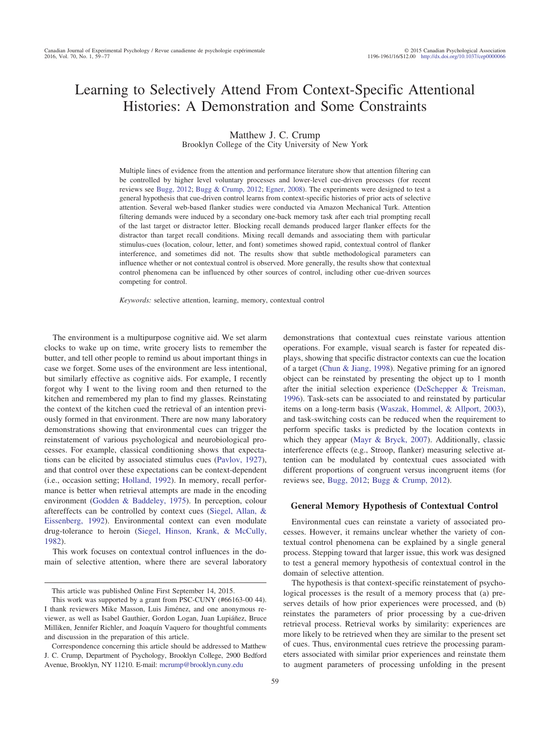# Learning to Selectively Attend From Context-Specific Attentional Histories: A Demonstration and Some Constraints

Matthew J. C. Crump
Brooklyn College of the City University of New York

Multiple lines of evidence from the attention and performance literature show that attention filtering can be controlled by higher level voluntary processes and lower-level cue-driven processes (for recent reviews see Bugg, 2012; Bugg & Crump, 2012; Egner, 2008). The experiments were designed to test a general hypothesis that cue-driven control learns from context-specific histories of prior acts of selective attention. Several web-based flanker studies were conducted via Amazon Mechanical Turk. Attention filtering demands were induced by a secondary one-back memory task after each trial prompting recall of the last target or distractor letter. Blocking recall demands produced larger flanker effects for the distractor than target recall conditions. Mixing recall demands and associating them with particular stimulus-cues (location, colour, letter, and font) sometimes showed rapid, contextual control of flanker interference, and sometimes did not. The results show that subtle methodological parameters can influence whether or not contextual control is observed. More generally, the results show that contextual control phenomena can be influenced by other sources of control, including other cue-driven sources competing for control.

*Keywords:* selective attention, learning, memory, contextual control

The environment is a multipurpose cognitive aid. We set alarm clocks to wake up on time, write grocery lists to remember the butter, and tell other people to remind us about important things in case we forget. Some uses of the environment are less intentional, but similarly effective as cognitive aids. For example, I recently forgot why I went to the living room and then returned to the kitchen and remembered my plan to find my glasses. Reinstating the context of the kitchen cued the retrieval of an intention previously formed in that environment. There are now many laboratory demonstrations showing that environmental cues can trigger the reinstatement of various psychological and neurobiological processes. For example, classical conditioning shows that expectations can be elicited by associated stimulus cues (Pavlov, 1927), and that control over these expectations can be context-dependent (i.e., occasion setting; Holland, 1992). In memory, recall performance is better when retrieval attempts are made in the encoding environment (Godden & Baddeley, 1975). In perception, colour aftereffects can be controlled by context cues (Siegel, Allan, & Eissenberg, 1992). Environmental context can even modulate drug-tolerance to heroin (Siegel, Hinson, Krank, & McCully, 1982).

This work focuses on contextual control influences in the domain of selective attention, where there are several laboratory demonstrations that contextual cues reinstate various attention operations. For example, visual search is faster for repeated displays, showing that specific distractor contexts can cue the location of a target (Chun & Jiang, 1998). Negative priming for an ignored object can be reinstated by presenting the object up to 1 month after the initial selection experience (DeSchepper & Treisman, 1996). Task-sets can be associated to and reinstated by particular items on a long-term basis (Waszak, Hommel, & Allport, 2003), and task-switching costs can be reduced when the requirement to perform specific tasks is predicted by the location contexts in which they appear (Mayr & Bryck, 2007). Additionally, classic interference effects (e.g., Stroop, flanker) measuring selective attention can be modulated by contextual cues associated with different proportions of congruent versus incongruent items (for reviews see, Bugg, 2012; Bugg & Crump, 2012).

## General Memory Hypothesis of Contextual Control

Environmental cues can reinstate a variety of associated processes. However, it remains unclear whether the variety of contextual control phenomena can be explained by a single general process. Stepping toward that larger issue, this work was designed to test a general memory hypothesis of contextual control in the domain of selective attention.

The hypothesis is that context-specific reinstatement of psychological processes is the result of a memory process that (a) preserves details of how prior experiences were processed, and (b) reinstates the parameters of prior processing by a cue-driven retrieval process. Retrieval works by similarity: experiences are more likely to be retrieved when they are similar to the present set of cues. Thus, environmental cues retrieve the processing parameters associated with similar prior experiences and reinstate them to augment parameters of processing unfolding in the present

---

This article was published Online First September 14, 2015.

This work was supported by a grant from PSC-CUNY (#66163-00 44). I thank reviewers Mike Masson, Luis Jiménez, and one anonymous reviewer, as well as Isabel Gauthier, Gordon Logan, Juan Lupiáñez, Bruce Milliken, Jennifer Richler, and Joaquín Vaquero for thoughtful comments and discussion in the preparation of this article.

Correspondence concerning this article should be addressed to Matthew J. C. Crump, Department of Psychology, Brooklyn College, 2900 Bedford Avenue, Brooklyn, NY 11210. E-mail: mcrump@brooklyn.cuny.edu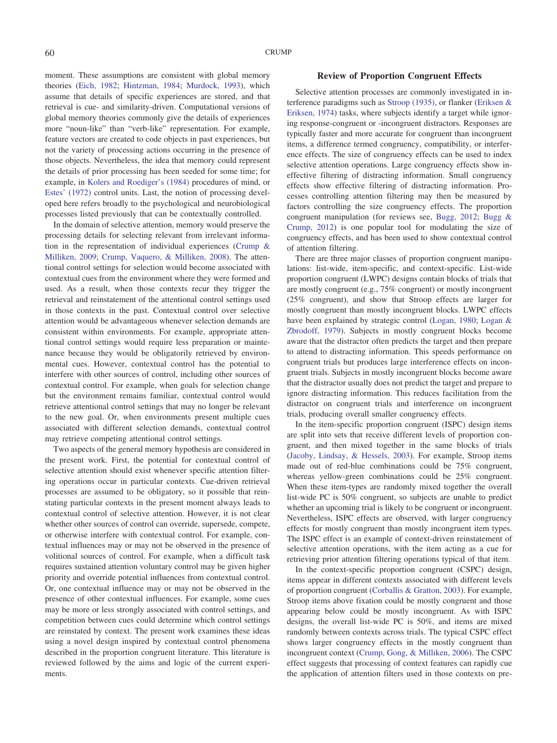moment. These assumptions are consistent with global memory theories (Eich, 1982; Hintzman, 1984; Murdock, 1993), which assume that details of specific experiences are stored, and that retrieval is cue- and similarity-driven. Computational versions of global memory theories commonly give the details of experiences more "noun-like" than "verb-like" representation. For example, feature vectors are created to code objects in past experiences, but not the variety of processing actions occurring in the presence of those objects. Nevertheless, the idea that memory could represent the details of prior processing has been seeded for some time; for example, in Kolers and Roediger's (1984) procedures of mind, or Estes' (1972) control units. Last, the notion of processing developed here refers broadly to the psychological and neurobiological processes listed previously that can be contextually controlled.

In the domain of selective attention, memory would preserve the processing details for selecting relevant from irrelevant information in the representation of individual experiences (Crump & Milliken, 2009; Crump, Vaquero, & Milliken, 2008). The attentional control settings for selection would become associated with contextual cues from the environment where they were formed and used. As a result, when those contexts recur they trigger the retrieval and reinstatement of the attentional control settings used in those contexts in the past. Contextual control over selective attention would be advantageous whenever selection demands are consistent within environments. For example, appropriate attentional control settings would require less preparation or maintenance because they would be obligatorily retrieved by environmental cues. However, contextual control has the potential to interfere with other sources of control, including other sources of contextual control. For example, when goals for selection change but the environment remains familiar, contextual control would retrieve attentional control settings that may no longer be relevant to the new goal. Or, when environments present multiple cues associated with different selection demands, contextual control may retrieve competing attentional control settings.

Two aspects of the general memory hypothesis are considered in the present work. First, the potential for contextual control of selective attention should exist whenever specific attention filtering operations occur in particular contexts. Cue-driven retrieval processes are assumed to be obligatory, so it possible that reinstating particular contexts in the present moment always leads to contextual control of selective attention. However, it is not clear whether other sources of control can override, supersede, compete, or otherwise interfere with contextual control. For example, contextual influences may or may not be observed in the presence of volitional sources of control. For example, when a difficult task requires sustained attention voluntary control may be given higher priority and override potential influences from contextual control. Or, one contextual influence may or may not be observed in the presence of other contextual influences. For example, some cues may be more or less strongly associated with control settings, and competition between cues could determine which control settings are reinstated by context. The present work examines these ideas using a novel design inspired by contextual control phenomena described in the proportion congruent literature. This literature is reviewed followed by the aims and logic of the current experiments.

## Review of Proportion Congruent Effects

Selective attention processes are commonly investigated in interference paradigms such as Stroop (1935), or flanker (Eriksen & Eriksen, 1974) tasks, where subjects identify a target while ignoring response-congruent or -incongruent distractors. Responses are typically faster and more accurate for congruent than incongruent items, a difference termed congruency, compatibility, or interference effects. The size of congruency effects can be used to index selective attention operations. Large congruency effects show ineffective filtering of distracting information. Small congruency effects show effective filtering of distracting information. Processes controlling attention filtering may then be measured by factors controlling the size congruency effects. The proportion congruent manipulation (for reviews see, Bugg, 2012; Bugg & Crump, 2012) is one popular tool for modulating the size of congruency effects, and has been used to show contextual control of attention filtering.

There are three major classes of proportion congruent manipulations: list-wide, item-specific, and context-specific. List-wide proportion congruent (LWPC) designs contain blocks of trials that are mostly congruent (e.g., 75% congruent) or mostly incongruent (25% congruent), and show that Stroop effects are larger for mostly congruent than mostly incongruent blocks. LWPC effects have been explained by strategic control (Logan, 1980; Logan & Zbrodoff, 1979). Subjects in mostly congruent blocks become aware that the distractor often predicts the target and then prepare to attend to distracting information. This speeds performance on congruent trials but produces large interference effects on incongruent trials. Subjects in mostly incongruent blocks become aware that the distractor usually does not predict the target and prepare to ignore distracting information. This reduces facilitation from the distractor on congruent trials and interference on incongruent trials, producing overall smaller congruency effects.

In the item-specific proportion congruent (ISPC) design items are split into sets that receive different levels of proportion congruent, and then mixed together in the same blocks of trials (Jacoby, Lindsay, & Hessels, 2003). For example, Stroop items made out of red-blue combinations could be 75% congruent, whereas yellow-green combinations could be 25% congruent. When these item-types are randomly mixed together the overall list-wide PC is 50% congruent, so subjects are unable to predict whether an upcoming trial is likely to be congruent or incongruent. Nevertheless, ISPC effects are observed, with larger congruency effects for mostly congruent than mostly incongruent item types. The ISPC effect is an example of context-driven reinstatement of selective attention operations, with the item acting as a cue for retrieving prior attention filtering operations typical of that item.

In the context-specific proportion congruent (CSPC) design, items appear in different contexts associated with different levels of proportion congruent (Corballis & Gratton, 2003). For example, Stroop items above fixation could be mostly congruent and those appearing below could be mostly incongruent. As with ISPC designs, the overall list-wide PC is 50%, and items are mixed randomly between contexts across trials. The typical CSPC effect shows larger congruency effects in the mostly congruent than incongruent context (Crump, Gong, & Milliken, 2006). The CSPC effect suggests that processing of context features can rapidly cue the application of attention filters used in those contexts on pre-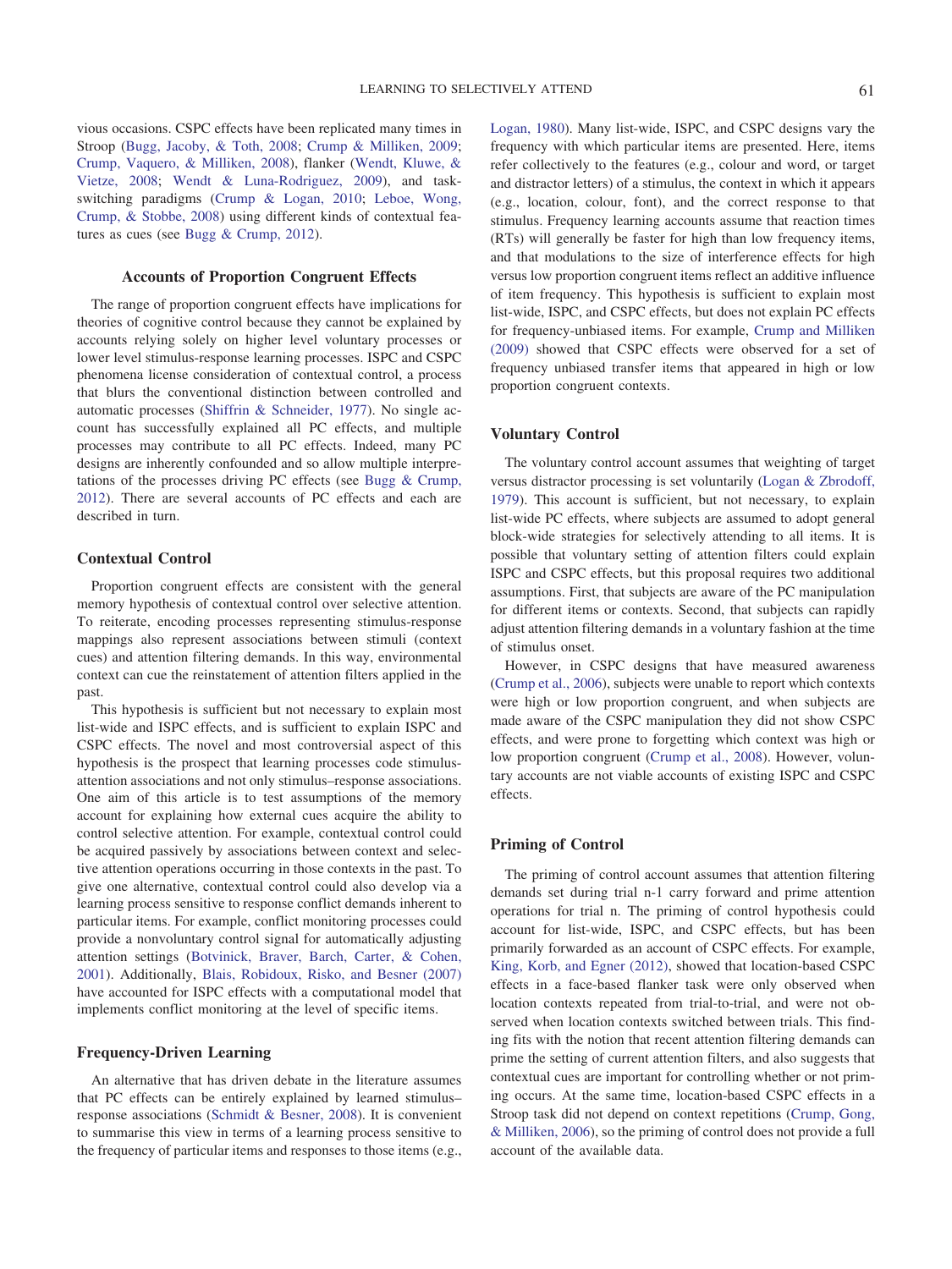vious occasions. CSPC effects have been replicated many times in Stroop (Bugg, Jacoby, & Toth, 2008; Crump & Milliken, 2009; Crump, Vaquero, & Milliken, 2008), flanker (Wendt, Kluwe, & Vietze, 2008; Wendt & Luna-Rodriguez, 2009), and task-switching paradigms (Crump & Logan, 2010; Leboe, Wong, Crump, & Stobbe, 2008) using different kinds of contextual features as cues (see Bugg & Crump, 2012).

## Accounts of Proportion Congruent Effects

The range of proportion congruent effects have implications for theories of cognitive control because they cannot be explained by accounts relying solely on higher level voluntary processes or lower level stimulus-response learning processes. ISPC and CSPC phenomena license consideration of contextual control, a process that blurs the conventional distinction between controlled and automatic processes (Shiffrin & Schneider, 1977). No single account has successfully explained all PC effects, and multiple processes may contribute to all PC effects. Indeed, many PC designs are inherently confounded and so allow multiple interpretations of the processes driving PC effects (see Bugg & Crump, 2012). There are several accounts of PC effects and each are described in turn.

### Contextual Control

Proportion congruent effects are consistent with the general memory hypothesis of contextual control over selective attention. To reiterate, encoding processes representing stimulus-response mappings also represent associations between stimuli (context cues) and attention filtering demands. In this way, environmental context can cue the reinstatement of attention filters applied in the past.

This hypothesis is sufficient but not necessary to explain most list-wide and ISPC effects, and is sufficient to explain ISPC and CSPC effects. The novel and most controversial aspect of this hypothesis is the prospect that learning processes code stimulus-attention associations and not only stimulus–response associations. One aim of this article is to test assumptions of the memory account for explaining how external cues acquire the ability to control selective attention. For example, contextual control could be acquired passively by associations between context and selective attention operations occurring in those contexts in the past. To give one alternative, contextual control could also develop via a learning process sensitive to response conflict demands inherent to particular items. For example, conflict monitoring processes could provide a nonvoluntary control signal for automatically adjusting attention settings (Botvinick, Braver, Barch, Carter, & Cohen, 2001). Additionally, Blais, Robidoux, Risko, and Besner (2007) have accounted for ISPC effects with a computational model that implements conflict monitoring at the level of specific items.

### Frequency-Driven Learning

An alternative that has driven debate in the literature assumes that PC effects can be entirely explained by learned stimulus–response associations (Schmidt & Besner, 2008). It is convenient to summarise this view in terms of a learning process sensitive to the frequency of particular items and responses to those items (e.g., Logan, 1980). Many list-wide, ISPC, and CSPC designs vary the frequency with which particular items are presented. Here, items refer collectively to the features (e.g., colour and word, or target and distractor letters) of a stimulus, the context in which it appears (e.g., location, colour, font), and the correct response to that stimulus. Frequency learning accounts assume that reaction times (RTs) will generally be faster for high than low frequency items, and that modulations to the size of interference effects for high versus low proportion congruent items reflect an additive influence of item frequency. This hypothesis is sufficient to explain most list-wide, ISPC, and CSPC effects, but does not explain PC effects for frequency-unbiased items. For example, Crump and Milliken (2009) showed that CSPC effects were observed for a set of frequency unbiased transfer items that appeared in high or low proportion congruent contexts.

### Voluntary Control

The voluntary control account assumes that weighting of target versus distractor processing is set voluntarily (Logan & Zbrodoff, 1979). This account is sufficient, but not necessary, to explain list-wide PC effects, where subjects are assumed to adopt general block-wide strategies for selectively attending to all items. It is possible that voluntary setting of attention filters could explain ISPC and CSPC effects, but this proposal requires two additional assumptions. First, that subjects are aware of the PC manipulation for different items or contexts. Second, that subjects can rapidly adjust attention filtering demands in a voluntary fashion at the time of stimulus onset.

However, in CSPC designs that have measured awareness (Crump et al., 2006), subjects were unable to report which contexts were high or low proportion congruent, and when subjects are made aware of the CSPC manipulation they did not show CSPC effects, and were prone to forgetting which context was high or low proportion congruent (Crump et al., 2008). However, voluntary accounts are not viable accounts of existing ISPC and CSPC effects.

### Priming of Control

The priming of control account assumes that attention filtering demands set during trial n-1 carry forward and prime attention operations for trial n. The priming of control hypothesis could account for list-wide, ISPC, and CSPC effects, but has been primarily forwarded as an account of CSPC effects. For example, King, Korb, and Egner (2012), showed that location-based CSPC effects in a face-based flanker task were only observed when location contexts repeated from trial-to-trial, and were not observed when location contexts switched between trials. This finding fits with the notion that recent attention filtering demands can prime the setting of current attention filters, and also suggests that contextual cues are important for controlling whether or not priming occurs. At the same time, location-based CSPC effects in a Stroop task did not depend on context repetitions (Crump, Gong, & Milliken, 2006), so the priming of control does not provide a full account of the available data.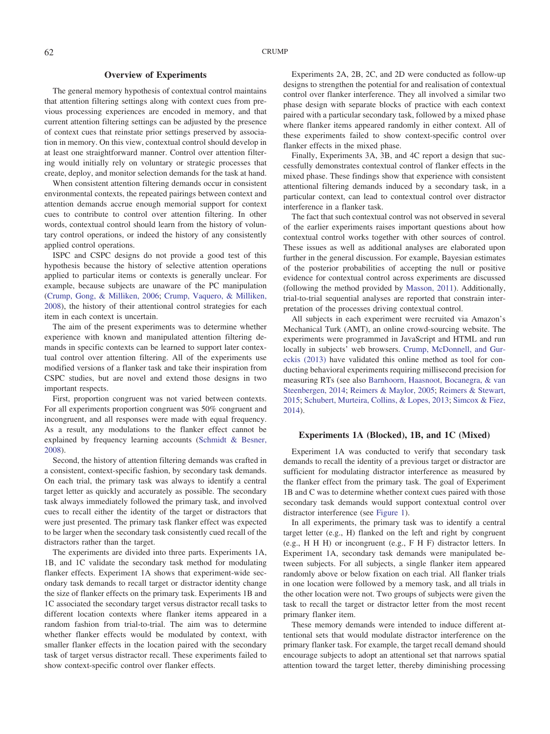## Overview of Experiments

The general memory hypothesis of contextual control maintains that attention filtering settings along with context cues from previous processing experiences are encoded in memory, and that current attention filtering settings can be adjusted by the presence of context cues that reinstate prior settings preserved by association in memory. On this view, contextual control should develop in at least one straightforward manner. Control over attention filtering would initially rely on voluntary or strategic processes that create, deploy, and monitor selection demands for the task at hand.

When consistent attention filtering demands occur in consistent environmental contexts, the repeated pairings between context and attention demands accrue enough memorial support for context cues to contribute to control over attention filtering. In other words, contextual control should learn from the history of voluntary control operations, or indeed the history of any consistently applied control operations.

ISPC and CSPC designs do not provide a good test of this hypothesis because the history of selective attention operations applied to particular items or contexts is generally unclear. For example, because subjects are unaware of the PC manipulation (Crump, Gong, & Milliken, 2006; Crump, Vaquero, & Milliken, 2008), the history of their attentional control strategies for each item in each context is uncertain.

The aim of the present experiments was to determine whether experience with known and manipulated attention filtering demands in specific contexts can be learned to support later contextual control over attention filtering. All of the experiments use modified versions of a flanker task and take their inspiration from CSPC studies, but are novel and extend those designs in two important respects.

First, proportion congruent was not varied between contexts. For all experiments proportion congruent was 50% congruent and incongruent, and all responses were made with equal frequency. As a result, any modulations to the flanker effect cannot be explained by frequency learning accounts (Schmidt & Besner, 2008).

Second, the history of attention filtering demands was crafted in a consistent, context-specific fashion, by secondary task demands. On each trial, the primary task was always to identify a central target letter as quickly and accurately as possible. The secondary task always immediately followed the primary task, and involved cues to recall either the identity of the target or distractors that were just presented. The primary task flanker effect was expected to be larger when the secondary task consistently cued recall of the distractors rather than the target.

The experiments are divided into three parts. Experiments 1A, 1B, and 1C validate the secondary task method for modulating flanker effects. Experiment 1A shows that experiment-wide secondary task demands to recall target or distractor identity change the size of flanker effects on the primary task. Experiments 1B and 1C associated the secondary target versus distractor recall tasks to different location contexts where flanker items appeared in a random fashion from trial-to-trial. The aim was to determine whether flanker effects would be modulated by context, with smaller flanker effects in the location paired with the secondary task of target versus distractor recall. These experiments failed to show context-specific control over flanker effects.

Experiments 2A, 2B, 2C, and 2D were conducted as follow-up designs to strengthen the potential for and realisation of contextual control over flanker interference. They all involved a similar two phase design with separate blocks of practice with each context paired with a particular secondary task, followed by a mixed phase where flanker items appeared randomly in either context. All of these experiments failed to show context-specific control over flanker effects in the mixed phase.

Finally, Experiments 3A, 3B, and 4C report a design that successfully demonstrates contextual control of flanker effects in the mixed phase. These findings show that experience with consistent attentional filtering demands induced by a secondary task, in a particular context, can lead to contextual control over distractor interference in a flanker task.

The fact that such contextual control was not observed in several of the earlier experiments raises important questions about how contextual control works together with other sources of control. These issues as well as additional analyses are elaborated upon further in the general discussion. For example, Bayesian estimates of the posterior probabilities of accepting the null or positive evidence for contextual control across experiments are discussed (following the method provided by Masson, 2011). Additionally, trial-to-trial sequential analyses are reported that constrain interpretation of the processes driving contextual control.

All subjects in each experiment were recruited via Amazon's Mechanical Turk (AMT), an online crowd-sourcing website. The experiments were programmed in JavaScript and HTML and run locally in subjects' web browsers. Crump, McDonnell, and Gureckis (2013) have validated this online method as tool for conducting behavioral experiments requiring millisecond precision for measuring RTs (see also Barnhoorn, Haasnoot, Bocanegra, & van Steenbergen, 2014; Reimers & Maylor, 2005; Reimers & Stewart, 2015; Schubert, Murteira, Collins, & Lopes, 2013; Simcox & Fiez, 2014).

## Experiments 1A (Blocked), 1B, and 1C (Mixed)

Experiment 1A was conducted to verify that secondary task demands to recall the identity of a previous target or distractor are sufficient for modulating distractor interference as measured by the flanker effect from the primary task. The goal of Experiment 1B and C was to determine whether context cues paired with those secondary task demands would support contextual control over distractor interference (see Figure 1).

In all experiments, the primary task was to identify a central target letter (e.g., H) flanked on the left and right by congruent (e.g., H H H) or incongruent (e.g., F H F) distractor letters. In Experiment 1A, secondary task demands were manipulated between subjects. For all subjects, a single flanker item appeared randomly above or below fixation on each trial. All flanker trials in one location were followed by a memory task, and all trials in the other location were not. Two groups of subjects were given the task to recall the target or distractor letter from the most recent primary flanker item.

These memory demands were intended to induce different attentional sets that would modulate distractor interference on the primary flanker task. For example, the target recall demand should encourage subjects to adopt an attentional set that narrows spatial attention toward the target letter, thereby diminishing processing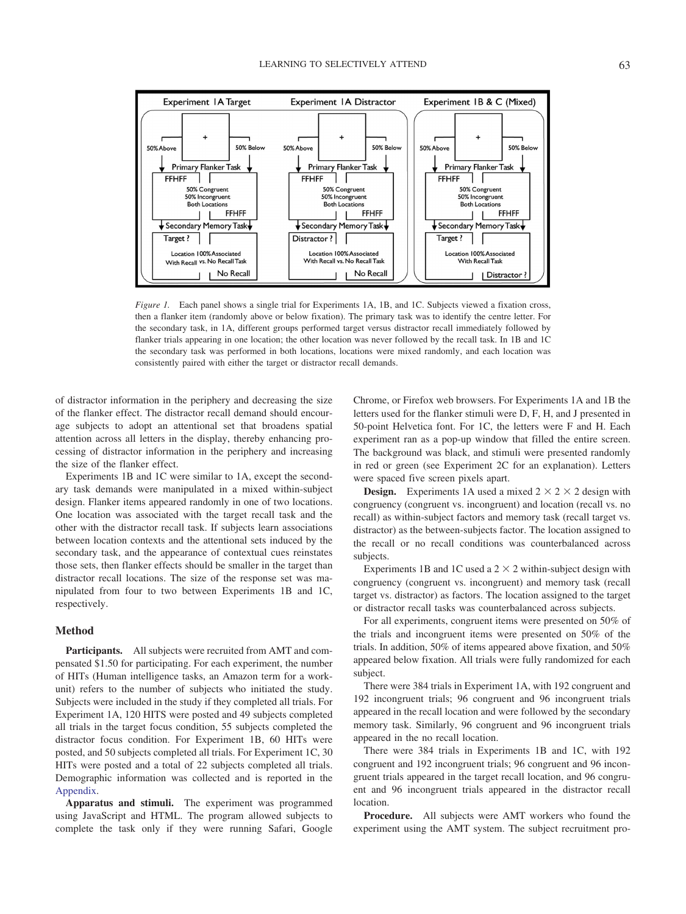*Figure 1.* Each panel shows a single trial for Experiments 1A, 1B, and 1C. Subjects viewed a fixation cross, then a flanker item (randomly above or below fixation). The primary task was to identify the centre letter. For the secondary task, in 1A, different groups performed target versus distractor recall immediately followed by flanker trials appearing in one location; the other location was never followed by the recall task. In 1B and 1C the secondary task was performed in both locations, locations were mixed randomly, and each location was consistently paired with either the target or distractor recall demands.

of distractor information in the periphery and decreasing the size of the flanker effect. The distractor recall demand should encourage subjects to adopt an attentional set that broadens spatial attention across all letters in the display, thereby enhancing processing of distractor information in the periphery and increasing the size of the flanker effect.

Experiments 1B and 1C were similar to 1A, except the secondary task demands were manipulated in a mixed within-subject design. Flanker items appeared randomly in one of two locations. One location was associated with the target recall task and the other with the distractor recall task. If subjects learn associations between location contexts and the attentional sets induced by the secondary task, and the appearance of contextual cues reinstates those sets, then flanker effects should be smaller in the target than distractor recall locations. The size of the response set was manipulated from four to two between Experiments 1B and 1C, respectively.

## Method

**Participants.** All subjects were recruited from AMT and compensated $1.50 for participating. For each experiment, the number of HITs (Human intelligence tasks, an Amazon term for a work-unit) refers to the number of subjects who initiated the study. Subjects were included in the study if they completed all trials. For Experiment 1A, 120 HITS were posted and 49 subjects completed all trials in the target focus condition, 55 subjects completed the distractor focus condition. For Experiment 1B, 60 HITs were posted, and 50 subjects completed all trials. For Experiment 1C, 30 HITs were posted and a total of 22 subjects completed all trials. Demographic information was collected and is reported in the Appendix.

**Apparatus and stimuli.** The experiment was programmed using JavaScript and HTML. The program allowed subjects to complete the task only if they were running Safari, Google Chrome, or Firefox web browsers. For Experiments 1A and 1B the letters used for the flanker stimuli were D, F, H, and J presented in 50-point Helvetica font. For 1C, the letters were F and H. Each experiment ran as a pop-up window that filled the entire screen. The background was black, and stimuli were presented randomly in red or green (see Experiment 2C for an explanation). Letters were spaced five screen pixels apart.

**Design.** Experiments 1A used a mixed 2 × 2 × 2 design with congruency (congruent vs. incongruent) and location (recall vs. no recall) as within-subject factors and memory task (recall target vs. distractor) as the between-subjects factor. The location assigned to the recall or no recall conditions was counterbalanced across subjects.

Experiments 1B and 1C used a 2 × 2 within-subject design with congruency (congruent vs. incongruent) and memory task (recall target vs. distractor) as factors. The location assigned to the target or distractor recall tasks was counterbalanced across subjects.

For all experiments, congruent items were presented on 50% of the trials and incongruent items were presented on 50% of the trials. In addition, 50% of items appeared above fixation, and 50% appeared below fixation. All trials were fully randomized for each subject.

There were 384 trials in Experiment 1A, with 192 congruent and 192 incongruent trials; 96 congruent and 96 incongruent trials appeared in the recall location and were followed by the secondary memory task. Similarly, 96 congruent and 96 incongruent trials appeared in the no recall location.

There were 384 trials in Experiments 1B and 1C, with 192 congruent and 192 incongruent trials; 96 congruent and 96 incongruent trials appeared in the target recall location, and 96 congruent and 96 incongruent trials appeared in the distractor recall location.

**Procedure.** All subjects were AMT workers who found the experiment using the AMT system. The subject recruitment pro-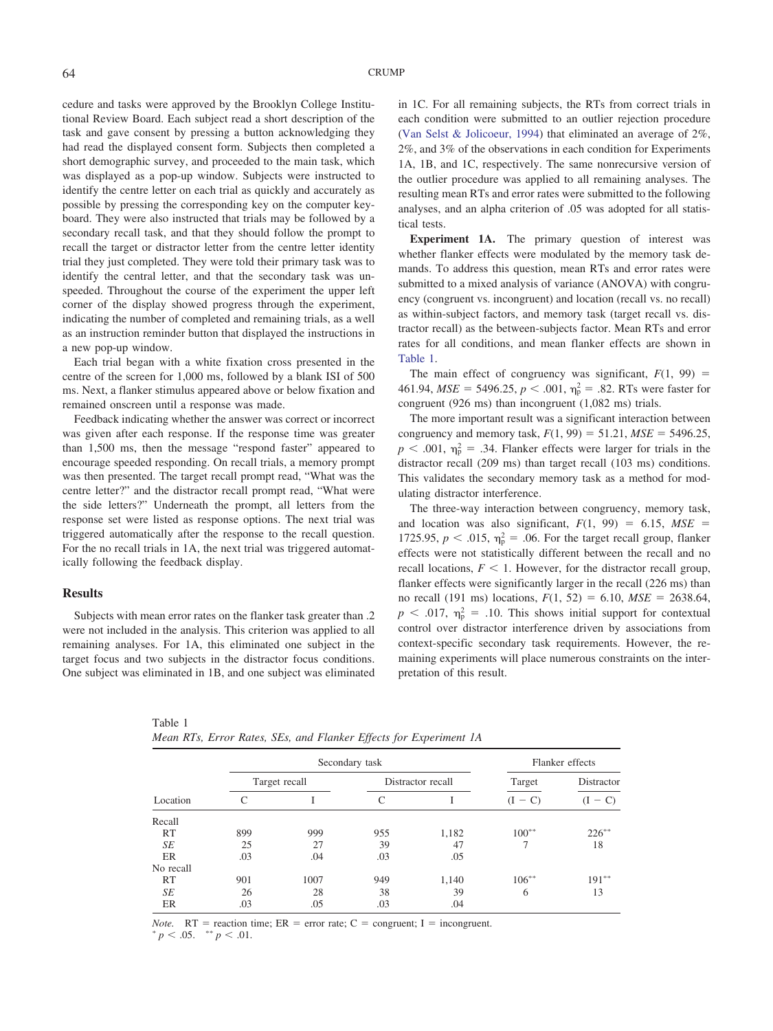cedure and tasks were approved by the Brooklyn College Institutional Review Board. Each subject read a short description of the task and gave consent by pressing a button acknowledging they had read the displayed consent form. Subjects then completed a short demographic survey, and proceeded to the main task, which was displayed as a pop-up window. Subjects were instructed to identify the centre letter on each trial as quickly and accurately as possible by pressing the corresponding key on the computer keyboard. They were also instructed that trials may be followed by a secondary recall task, and that they should follow the prompt to recall the target or distractor letter from the centre letter identity trial they just completed. They were told their primary task was to identify the central letter, and that the secondary task was unspeeded. Throughout the course of the experiment the upper left corner of the display showed progress through the experiment, indicating the number of completed and remaining trials, as a well as an instruction reminder button that displayed the instructions in a new pop-up window.

Each trial began with a white fixation cross presented in the centre of the screen for 1,000 ms, followed by a blank ISI of 500 ms. Next, a flanker stimulus appeared above or below fixation and remained onscreen until a response was made.

Feedback indicating whether the answer was correct or incorrect was given after each response. If the response time was greater than 1,500 ms, then the message "respond faster" appeared to encourage speeded responding. On recall trials, a memory prompt was then presented. The target recall prompt read, "What was the centre letter?" and the distractor recall prompt read, "What were the side letters?" Underneath the prompt, all letters from the response set were listed as response options. The next trial was triggered automatically after the response to the recall question. For the no recall trials in 1A, the next trial was triggered automatically following the feedback display.

## Results

Subjects with mean error rates on the flanker task greater than .2 were not included in the analysis. This criterion was applied to all remaining analyses. For 1A, this eliminated one subject in the target focus and two subjects in the distractor focus conditions. One subject was eliminated in 1B, and one subject was eliminated in 1C. For all remaining subjects, the RTs from correct trials in each condition were submitted to an outlier rejection procedure (Van Selst & Jolicoeur, 1994) that eliminated an average of 2%, 2%, and 3% of the observations in each condition for Experiments 1A, 1B, and 1C, respectively. The same nonrecursive version of the outlier procedure was applied to all remaining analyses. The resulting mean RTs and error rates were submitted to the following analyses, and an alpha criterion of .05 was adopted for all statistical tests.

**Experiment 1A.** The primary question of interest was whether flanker effects were modulated by the memory task demands. To address this question, mean RTs and error rates were submitted to a mixed analysis of variance (ANOVA) with congruency (congruent vs. incongruent) and location (recall vs. no recall) as within-subject factors, and memory task (target recall vs. distractor recall) as the between-subjects factor. Mean RTs and error rates for all conditions, and mean flanker effects are shown in Table 1.

The main effect of congruency was significant, $F(1, 99) = 461.94$, $MSE = 5496.25$, $p < .001$, $\eta_p^2 = .82$. RTs were faster for congruent (926 ms) than incongruent (1,082 ms) trials.

The more important result was a significant interaction between congruency and memory task, $F(1, 99) = 51.21$, $MSE = 5496.25$, $p < .001$, $\eta_p^2 = .34$. Flanker effects were larger for trials in the distractor recall (209 ms) than target recall (103 ms) conditions. This validates the secondary memory task as a method for modulating distractor interference.

The three-way interaction between congruency, memory task, and location was also significant, $F(1, 99) = 6.15$, $MSE = 1725.95$, $p < .015$, $\eta_p^2 = .06$. For the target recall group, flanker effects were not statistically different between the recall and no recall locations, $F < 1$. However, for the distractor recall group, flanker effects were significantly larger in the recall (226 ms) than no recall (191 ms) locations, $F(1, 52) = 6.10$, $MSE = 2638.64$, $p < .017$, $\eta_p^2 = .10$. This shows initial support for contextual control over distractor interference driven by associations from context-specific secondary task requirements. However, the remaining experiments will place numerous constraints on the interpretation of this result.

Table 1
*Mean RTs, Error Rates, SEs, and Flanker Effects for Experiment 1A*

| | Secondary task | | | | Flanker effects | |
|---|---|---|---|---|---|---|
| | Target recall | | Distractor recall | | Target | Distractor |
| Location | C | I | C | I | (I − C) | (I − C) |
| Recall | | | | | | |
| RT | 899 | 999 | 955 | 1,182 | 100** | 226** |
| *SE* | 25 | 27 | 39 | 47 | 7 | 18 |
| ER | .03 | .04 | .03 | .05 | | |
| No recall | | | | | | |
| RT | 901 | 1007 | 949 | 1,140 | 106** | 191** |
| *SE* | 26 | 28 | 38 | 39 | 6 | 13 |
| ER | .03 | .05 | .03 | .04 | | |

*Note.* RT = reaction time; ER = error rate; C = congruent; I = incongruent.
* $p < .05$. ** $p < .01$.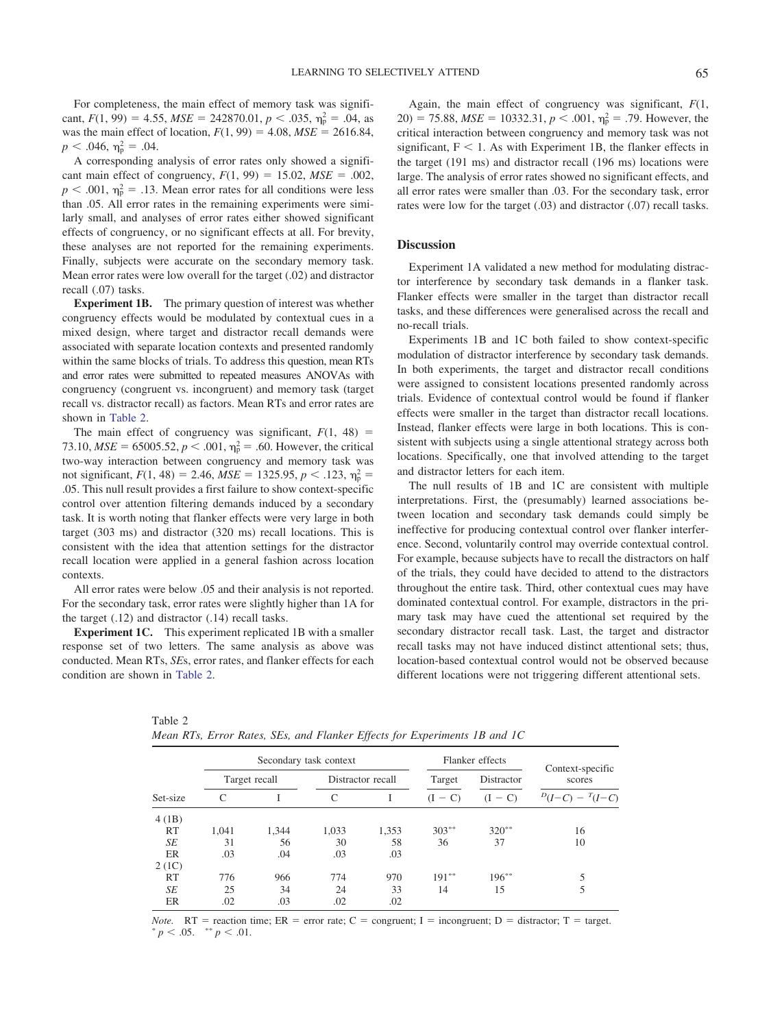For completeness, the main effect of memory task was significant, $F(1, 99) = 4.55$, $MSE = 242870.01$, $p < .035$, $\eta_p^2 = .04$, as was the main effect of location, $F(1, 99) = 4.08$, $MSE = 2616.84$, $p < .046$, $\eta_p^2 = .04$.

A corresponding analysis of error rates only showed a significant main effect of congruency, $F(1, 99) = 15.02$, $MSE = .002$, $p < .001$, $\eta_p^2 = .13$. Mean error rates for all conditions were less than .05. All error rates in the remaining experiments were similarly small, and analyses of error rates either showed significant effects of congruency, or no significant effects at all. For brevity, these analyses are not reported for the remaining experiments. Finally, subjects were accurate on the secondary memory task. Mean error rates were low overall for the target (.02) and distractor recall (.07) tasks.

**Experiment 1B.** The primary question of interest was whether congruency effects would be modulated by contextual cues in a mixed design, where target and distractor recall demands were associated with separate location contexts and presented randomly within the same blocks of trials. To address this question, mean RTs and error rates were submitted to repeated measures ANOVAs with congruency (congruent vs. incongruent) and memory task (target recall vs. distractor recall) as factors. Mean RTs and error rates are shown in Table 2.

The main effect of congruency was significant, $F(1, 48) = 73.10$, $MSE = 65005.52$, $p < .001$, $\eta_p^2 = .60$. However, the critical two-way interaction between congruency and memory task was not significant, $F(1, 48) = 2.46$, $MSE = 1325.95$, $p < .123$, $\eta_p^2 = .05$. This null result provides a first failure to show context-specific control over attention filtering demands induced by a secondary task. It is worth noting that flanker effects were very large in both target (303 ms) and distractor (320 ms) recall locations. This is consistent with the idea that attention settings for the distractor recall location were applied in a general fashion across location contexts.

All error rates were below .05 and their analysis is not reported. For the secondary task, error rates were slightly higher than 1A for the target (.12) and distractor (.14) recall tasks.

**Experiment 1C.** This experiment replicated 1B with a smaller response set of two letters. The same analysis as above was conducted. Mean RTs, *SE*s, error rates, and flanker effects for each condition are shown in Table 2.

Again, the main effect of congruency was significant, $F(1, 20) = 75.88$, $MSE = 10332.31$, $p < .001$, $\eta_p^2 = .79$. However, the critical interaction between congruency and memory task was not significant, $F < 1$. As with Experiment 1B, the flanker effects in the target (191 ms) and distractor recall (196 ms) locations were large. The analysis of error rates showed no significant effects, and all error rates were smaller than .03. For the secondary task, error rates were low for the target (.03) and distractor (.07) recall tasks.

## Discussion

Experiment 1A validated a new method for modulating distractor interference by secondary task demands in a flanker task. Flanker effects were smaller in the target than distractor recall tasks, and these differences were generalised across the recall and no-recall trials.

Experiments 1B and 1C both failed to show context-specific modulation of distractor interference by secondary task demands. In both experiments, the target and distractor recall conditions were assigned to consistent locations presented randomly across trials. Evidence of contextual control would be found if flanker effects were smaller in the target than distractor recall locations. Instead, flanker effects were large in both locations. This is consistent with subjects using a single attentional strategy across both locations. Specifically, one that involved attending to the target and distractor letters for each item.

The null results of 1B and 1C are consistent with multiple interpretations. First, the (presumably) learned associations between location and secondary task demands could simply be ineffective for producing contextual control over flanker interference. Second, voluntarily control may override contextual control. For example, because subjects have to recall the distractors on half of the trials, they could have decided to attend to the distractors throughout the entire task. Third, other contextual cues may have dominated contextual control. For example, distractors in the primary task may have cued the attentional set required by the secondary distractor recall task. Last, the target and distractor recall tasks may not have induced distinct attentional sets; thus, location-based contextual control would not be observed because different locations were not triggering different attentional sets.

Table 2
*Mean RTs, Error Rates, SEs, and Flanker Effects for Experiments 1B and 1C*

| | Secondary task context | | | | Flanker effects | | Context-specific scores |
|---|---|---|---|---|---|---|---|
| | Target recall | | Distractor recall | | Target | Distractor | |
| Set-size | C | I | C | I | (I − C) | (I − C) | $^{D}(I-C) - {}^{T}(I-C)$ |
| 4 (1B) | | | | | | | |
| RT | 1,041 | 1,344 | 1,033 | 1,353 | 303** | 320** | 16 |
| *SE* | 31 | 56 | 30 | 58 | 36 | 37 | 10 |
| ER | .03 | .04 | .03 | .03 | | | |
| 2 (1C) | | | | | | | |
| RT | 776 | 966 | 774 | 970 | 191** | 196** | 5 |
| *SE* | 25 | 34 | 24 | 33 | 14 | 15 | 5 |
| ER | .02 | .03 | .02 | .02 | | | |

*Note.* RT = reaction time; ER = error rate; C = congruent; I = incongruent; D = distractor; T = target.
* $p < .05$. ** $p < .01$.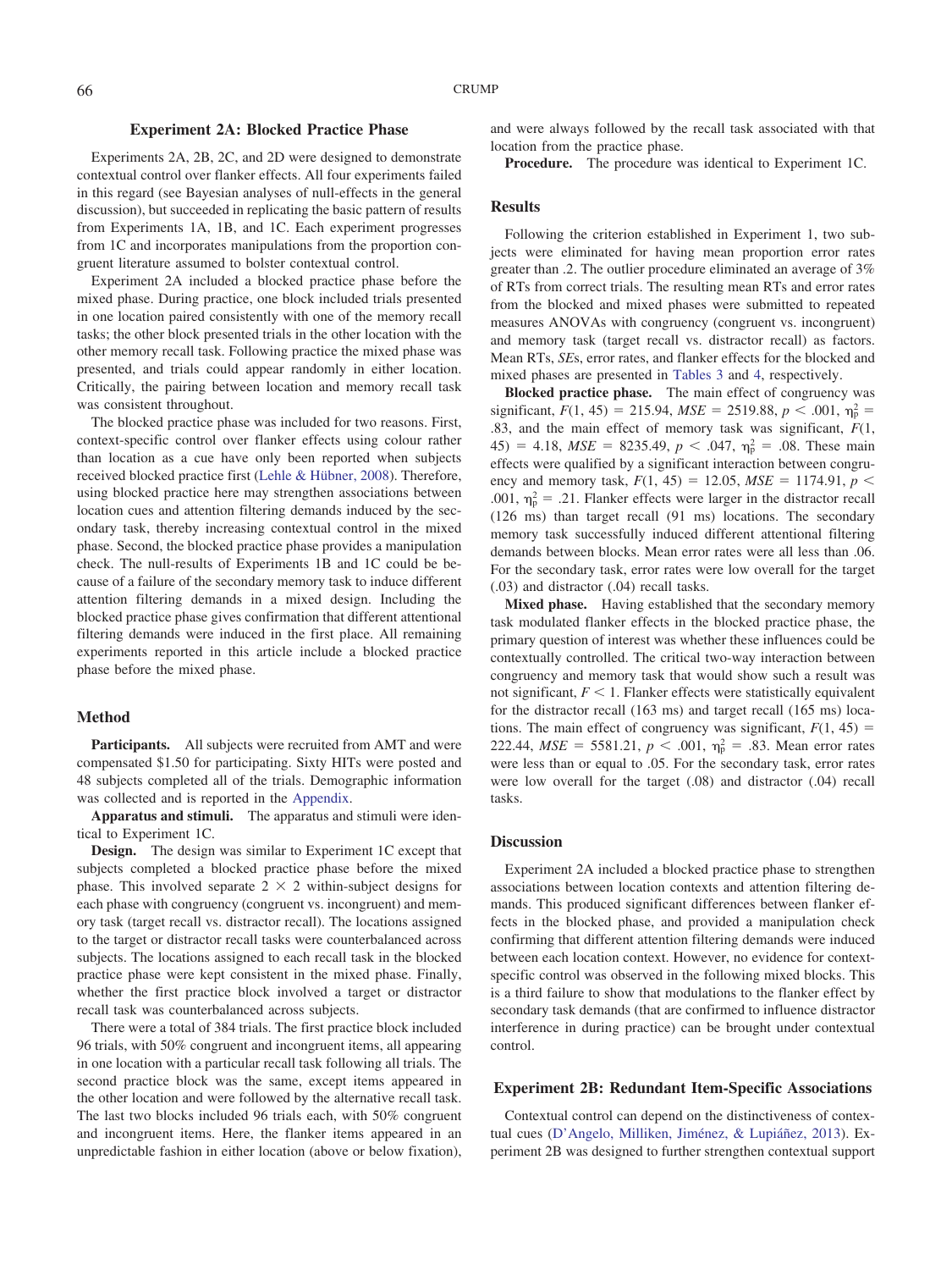## Experiment 2A: Blocked Practice Phase

Experiments 2A, 2B, 2C, and 2D were designed to demonstrate contextual control over flanker effects. All four experiments failed in this regard (see Bayesian analyses of null-effects in the general discussion), but succeeded in replicating the basic pattern of results from Experiments 1A, 1B, and 1C. Each experiment progresses from 1C and incorporates manipulations from the proportion congruent literature assumed to bolster contextual control.

Experiment 2A included a blocked practice phase before the mixed phase. During practice, one block included trials presented in one location paired consistently with one of the memory recall tasks; the other block presented trials in the other location with the other memory recall task. Following practice the mixed phase was presented, and trials could appear randomly in either location. Critically, the pairing between location and memory recall task was consistent throughout.

The blocked practice phase was included for two reasons. First, context-specific control over flanker effects using colour rather than location as a cue have only been reported when subjects received blocked practice first (Lehle & Hübner, 2008). Therefore, using blocked practice here may strengthen associations between location cues and attention filtering demands induced by the secondary task, thereby increasing contextual control in the mixed phase. Second, the blocked practice phase provides a manipulation check. The null-results of Experiments 1B and 1C could be because of a failure of the secondary memory task to induce different attention filtering demands in a mixed design. Including the blocked practice phase gives confirmation that different attentional filtering demands were induced in the first place. All remaining experiments reported in this article include a blocked practice phase before the mixed phase.

### Method

**Participants.** All subjects were recruited from AMT and were compensated $1.50 for participating. Sixty HITs were posted and 48 subjects completed all of the trials. Demographic information was collected and is reported in the Appendix.

**Apparatus and stimuli.** The apparatus and stimuli were identical to Experiment 1C.

**Design.** The design was similar to Experiment 1C except that subjects completed a blocked practice phase before the mixed phase. This involved separate $2 \times 2$ within-subject designs for each phase with congruency (congruent vs. incongruent) and memory task (target recall vs. distractor recall). The locations assigned to the target or distractor recall tasks were counterbalanced across subjects. The locations assigned to each recall task in the blocked practice phase were kept consistent in the mixed phase. Finally, whether the first practice block involved a target or distractor recall task was counterbalanced across subjects.

There were a total of 384 trials. The first practice block included 96 trials, with 50% congruent and incongruent items, all appearing in one location with a particular recall task following all trials. The second practice block was the same, except items appeared in the other location and were followed by the alternative recall task. The last two blocks included 96 trials each, with 50% congruent and incongruent items. Here, the flanker items appeared in an unpredictable fashion in either location (above or below fixation), and were always followed by the recall task associated with that location from the practice phase.

**Procedure.** The procedure was identical to Experiment 1C.

### Results

Following the criterion established in Experiment 1, two subjects were eliminated for having mean proportion error rates greater than .2. The outlier procedure eliminated an average of 3% of RTs from correct trials. The resulting mean RTs and error rates from the blocked and mixed phases were submitted to repeated measures ANOVAs with congruency (congruent vs. incongruent) and memory task (target recall vs. distractor recall) as factors. Mean RTs, *SE*s, error rates, and flanker effects for the blocked and mixed phases are presented in Tables 3 and 4, respectively.

**Blocked practice phase.** The main effect of congruency was significant, $F(1, 45) = 215.94$, $MSE = 2519.88$, $p < .001$, $\eta_p^2 = .83$, and the main effect of memory task was significant, $F(1, 45) = 4.18$, $MSE = 8235.49$, $p < .047$, $\eta_p^2 = .08$. These main effects were qualified by a significant interaction between congruency and memory task, $F(1, 45) = 12.05$, $MSE = 1174.91$, $p < .001$, $\eta_p^2 = .21$. Flanker effects were larger in the distractor recall (126 ms) than target recall (91 ms) locations. The secondary memory task successfully induced different attentional filtering demands between blocks. Mean error rates were all less than .06. For the secondary task, error rates were low overall for the target (.03) and distractor (.04) recall tasks.

**Mixed phase.** Having established that the secondary memory task modulated flanker effects in the blocked practice phase, the primary question of interest was whether these influences could be contextually controlled. The critical two-way interaction between congruency and memory task that would show such a result was not significant, $F < 1$. Flanker effects were statistically equivalent for the distractor recall (163 ms) and target recall (165 ms) locations. The main effect of congruency was significant, $F(1, 45) = 222.44$, $MSE = 5581.21$, $p < .001$, $\eta_p^2 = .83$. Mean error rates were less than or equal to .05. For the secondary task, error rates were low overall for the target (.08) and distractor (.04) recall tasks.

### Discussion

Experiment 2A included a blocked practice phase to strengthen associations between location contexts and attention filtering demands. This produced significant differences between flanker effects in the blocked phase, and provided a manipulation check confirming that different attention filtering demands were induced between each location context. However, no evidence for context-specific control was observed in the following mixed blocks. This is a third failure to show that modulations to the flanker effect by secondary task demands (that are confirmed to influence distractor interference in during practice) can be brought under contextual control.

## Experiment 2B: Redundant Item-Specific Associations

Contextual control can depend on the distinctiveness of contextual cues (D'Angelo, Milliken, Jiménez, & Lupiáñez, 2013). Experiment 2B was designed to further strengthen contextual support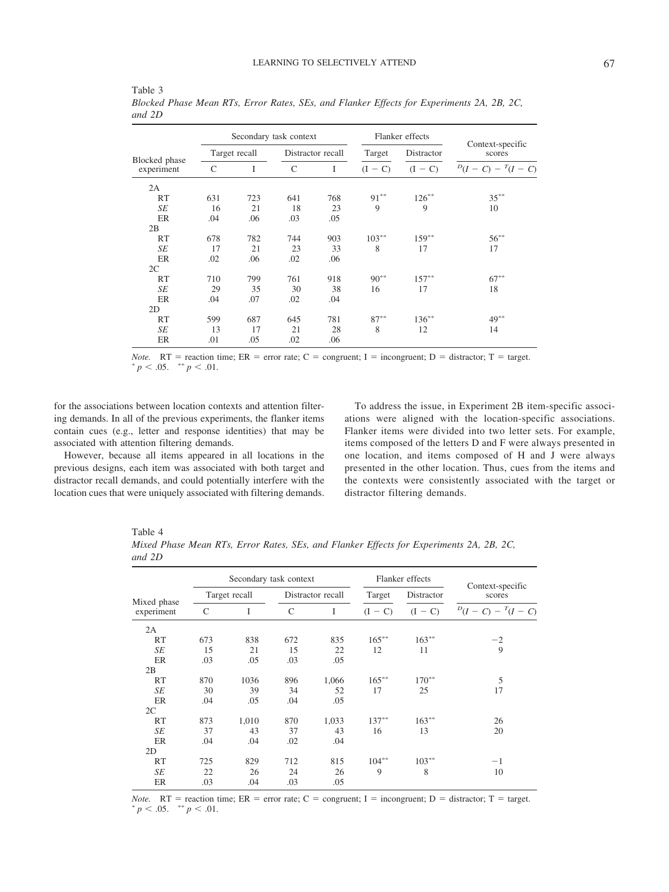Table 3
*Blocked Phase Mean RTs, Error Rates, SEs, and Flanker Effects for Experiments 2A, 2B, 2C, and 2D*

| Blocked phase experiment | Secondary task context | | | | Flanker effects | | Context-specific scores |
|---|---|---|---|---|---|---|---|
| | Target recall | | Distractor recall | | Target | Distractor | |
| | C | I | C | I | (I − C) | (I − C) | $^{D}(I - C) - ^{T}(I - C)$ |
| 2A | | | | | | | |
| RT | 631 | 723 | 641 | 768 | 91** | 126** | 35** |
| *SE* | 16 | 21 | 18 | 23 | 9 | 9 | 10 |
| ER | .04 | .06 | .03 | .05 | | | |
| 2B | | | | | | | |
| RT | 678 | 782 | 744 | 903 | 103** | 159** | 56** |
| *SE* | 17 | 21 | 23 | 33 | 8 | 17 | 17 |
| ER | .02 | .06 | .02 | .06 | | | |
| 2C | | | | | | | |
| RT | 710 | 799 | 761 | 918 | 90** | 157** | 67** |
| *SE* | 29 | 35 | 30 | 38 | 16 | 17 | 18 |
| ER | .04 | .07 | .02 | .04 | | | |
| 2D | | | | | | | |
| RT | 599 | 687 | 645 | 781 | 87** | 136** | 49** |
| *SE* | 13 | 17 | 21 | 28 | 8 | 12 | 14 |
| ER | .01 | .05 | .02 | .06 | | | |

*Note.* RT = reaction time; ER = error rate; C = congruent; I = incongruent; D = distractor; T = target.
* $p < .05$. ** $p < .01$.

for the associations between location contexts and attention filtering demands. In all of the previous experiments, the flanker items contain cues (e.g., letter and response identities) that may be associated with attention filtering demands.

However, because all items appeared in all locations in the previous designs, each item was associated with both target and distractor recall demands, and could potentially interfere with the location cues that were uniquely associated with filtering demands.

To address the issue, in Experiment 2B item-specific associations were aligned with the location-specific associations. Flanker items were divided into two letter sets. For example, items composed of the letters D and F were always presented in one location, and items composed of H and J were always presented in the other location. Thus, cues from the items and the contexts were consistently associated with the target or distractor filtering demands.

Table 4
*Mixed Phase Mean RTs, Error Rates, SEs, and Flanker Effects for Experiments 2A, 2B, 2C, and 2D*

| Mixed phase experiment | Secondary task context | | | | Flanker effects | | Context-specific scores |
|---|---|---|---|---|---|---|---|
| | Target recall | | Distractor recall | | Target | Distractor | |
| | C | I | C | I | (I − C) | (I − C) | $^{D}(I - C) - ^{T}(I - C)$ |
| 2A | | | | | | | |
| RT | 673 | 838 | 672 | 835 | 165** | 163** | −2 |
| *SE* | 15 | 21 | 15 | 22 | 12 | 11 | 9 |
| ER | .03 | .05 | .03 | .05 | | | |
| 2B | | | | | | | |
| RT | 870 | 1036 | 896 | 1,066 | 165** | 170** | 5 |
| *SE* | 30 | 39 | 34 | 52 | 17 | 25 | 17 |
| ER | .04 | .05 | .04 | .05 | | | |
| 2C | | | | | | | |
| RT | 873 | 1,010 | 870 | 1,033 | 137** | 163** | 26 |
| *SE* | 37 | 43 | 37 | 43 | 16 | 13 | 20 |
| ER | .04 | .04 | .02 | .04 | | | |
| 2D | | | | | | | |
| RT | 725 | 829 | 712 | 815 | 104** | 103** | −1 |
| *SE* | 22 | 26 | 24 | 26 | 9 | 8 | 10 |
| ER | .03 | .04 | .03 | .05 | | | |

*Note.* RT = reaction time; ER = error rate; C = congruent; I = incongruent; D = distractor; T = target.
* $p < .05$. ** $p < .01$.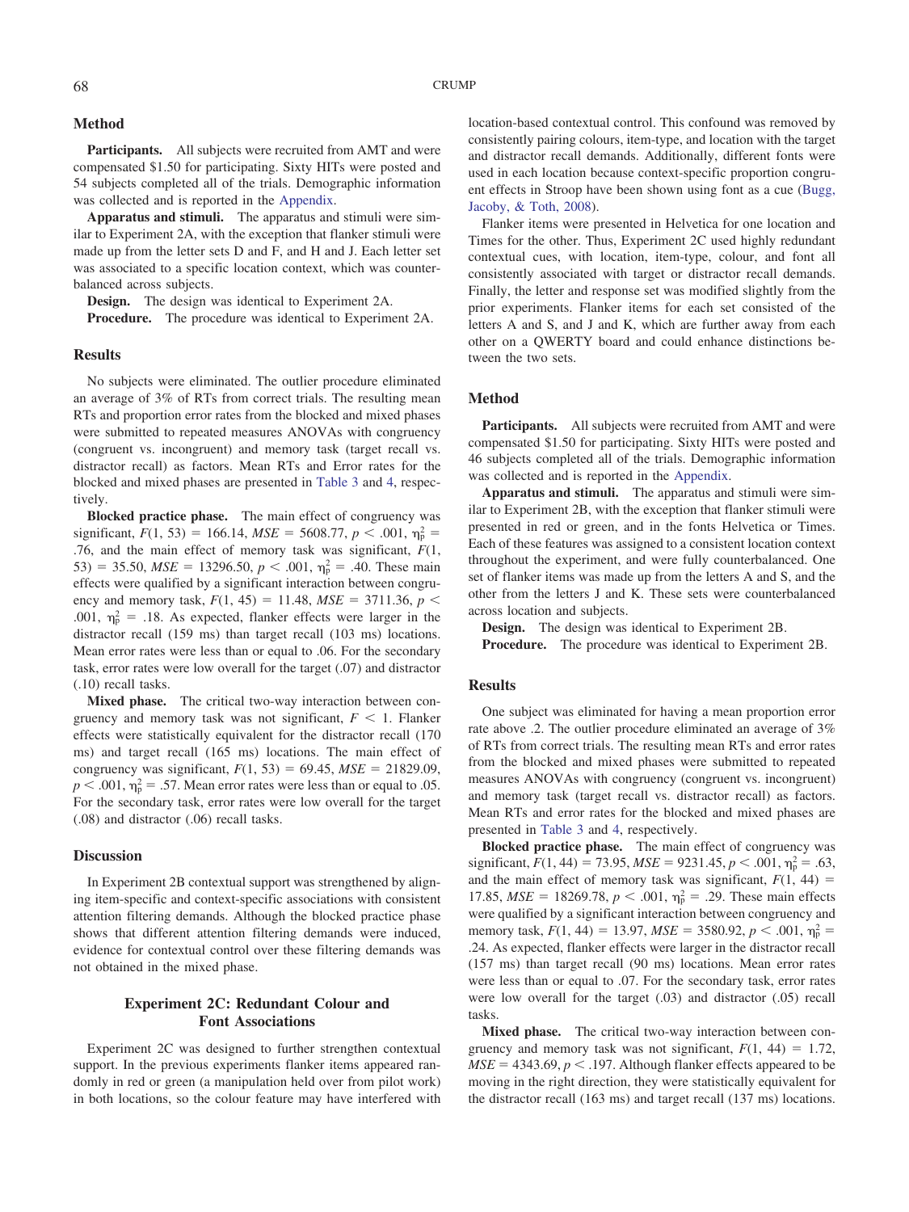### Method

**Participants.** All subjects were recruited from AMT and were compensated \$1.50 for participating. Sixty HITs were posted and 54 subjects completed all of the trials. Demographic information was collected and is reported in the Appendix.

**Apparatus and stimuli.** The apparatus and stimuli were similar to Experiment 2A, with the exception that flanker stimuli were made up from the letter sets D and F, and H and J. Each letter set was associated to a specific location context, which was counterbalanced across subjects.

**Design.** The design was identical to Experiment 2A.

**Procedure.** The procedure was identical to Experiment 2A.

### Results

No subjects were eliminated. The outlier procedure eliminated an average of 3% of RTs from correct trials. The resulting mean RTs and proportion error rates from the blocked and mixed phases were submitted to repeated measures ANOVAs with congruency (congruent vs. incongruent) and memory task (target recall vs. distractor recall) as factors. Mean RTs and Error rates for the blocked and mixed phases are presented in Table 3 and 4, respectively.

**Blocked practice phase.** The main effect of congruency was significant, $F(1, 53) = 166.14$, $MSE = 5608.77$, $p < .001$, $\eta_p^2 = .76$, and the main effect of memory task was significant, $F(1, 53) = 35.50$, $MSE = 13296.50$, $p < .001$, $\eta_p^2 = .40$. These main effects were qualified by a significant interaction between congruency and memory task, $F(1, 45) = 11.48$, $MSE = 3711.36$, $p < .001$, $\eta_p^2 = .18$. As expected, flanker effects were larger in the distractor recall (159 ms) than target recall (103 ms) locations. Mean error rates were less than or equal to .06. For the secondary task, error rates were low overall for the target (.07) and distractor (.10) recall tasks.

**Mixed phase.** The critical two-way interaction between congruency and memory task was not significant, $F < 1$. Flanker effects were statistically equivalent for the distractor recall (170 ms) and target recall (165 ms) locations. The main effect of congruency was significant, $F(1, 53) = 69.45$, $MSE = 21829.09$, $p < .001$, $\eta_p^2 = .57$. Mean error rates were less than or equal to .05. For the secondary task, error rates were low overall for the target (.08) and distractor (.06) recall tasks.

### Discussion

In Experiment 2B contextual support was strengthened by aligning item-specific and context-specific associations with consistent attention filtering demands. Although the blocked practice phase shows that different attention filtering demands were induced, evidence for contextual control over these filtering demands was not obtained in the mixed phase.

## Experiment 2C: Redundant Colour and Font Associations

Experiment 2C was designed to further strengthen contextual support. In the previous experiments flanker items appeared randomly in red or green (a manipulation held over from pilot work) in both locations, so the colour feature may have interfered with location-based contextual control. This confound was removed by consistently pairing colours, item-type, and location with the target and distractor recall demands. Additionally, different fonts were used in each location because context-specific proportion congruent effects in Stroop have been shown using font as a cue (Bugg, Jacoby, & Toth, 2008).

Flanker items were presented in Helvetica for one location and Times for the other. Thus, Experiment 2C used highly redundant contextual cues, with location, item-type, colour, and font all consistently associated with target or distractor recall demands. Finally, the letter and response set was modified slightly from the prior experiments. Flanker items for each set consisted of the letters A and S, and J and K, which are further away from each other on a QWERTY board and could enhance distinctions between the two sets.

### Method

**Participants.** All subjects were recruited from AMT and were compensated \$1.50 for participating. Sixty HITs were posted and 46 subjects completed all of the trials. Demographic information was collected and is reported in the Appendix.

**Apparatus and stimuli.** The apparatus and stimuli were similar to Experiment 2B, with the exception that flanker stimuli were presented in red or green, and in the fonts Helvetica or Times. Each of these features was assigned to a consistent location context throughout the experiment, and were fully counterbalanced. One set of flanker items was made up from the letters A and S, and the other from the letters J and K. These sets were counterbalanced across location and subjects.

**Design.** The design was identical to Experiment 2B.

**Procedure.** The procedure was identical to Experiment 2B.

### Results

One subject was eliminated for having a mean proportion error rate above .2. The outlier procedure eliminated an average of 3% of RTs from correct trials. The resulting mean RTs and error rates from the blocked and mixed phases were submitted to repeated measures ANOVAs with congruency (congruent vs. incongruent) and memory task (target recall vs. distractor recall) as factors. Mean RTs and error rates for the blocked and mixed phases are presented in Table 3 and 4, respectively.

**Blocked practice phase.** The main effect of congruency was significant, $F(1, 44) = 73.95$, $MSE = 9231.45$, $p < .001$, $\eta_p^2 = .63$, and the main effect of memory task was significant, $F(1, 44) = 17.85$, $MSE = 18269.78$, $p < .001$, $\eta_p^2 = .29$. These main effects were qualified by a significant interaction between congruency and memory task, $F(1, 44) = 13.97$, $MSE = 3580.92$, $p < .001$, $\eta_p^2 = .24$. As expected, flanker effects were larger in the distractor recall (157 ms) than target recall (90 ms) locations. Mean error rates were less than or equal to .07. For the secondary task, error rates were low overall for the target (.03) and distractor (.05) recall tasks.

**Mixed phase.** The critical two-way interaction between congruency and memory task was not significant, $F(1, 44) = 1.72$, $MSE = 4343.69$, $p < .197$. Although flanker effects appeared to be moving in the right direction, they were statistically equivalent for the distractor recall (163 ms) and target recall (137 ms) locations.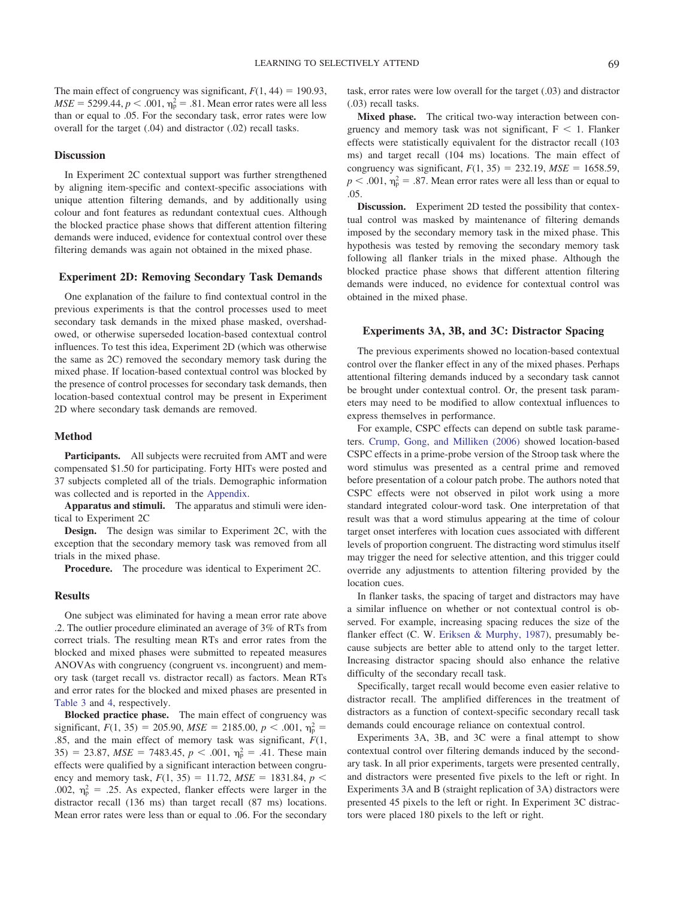The main effect of congruency was significant, $F(1, 44) = 190.93$, $MSE = 5299.44$, $p < .001$, $\eta_p^2 = .81$. Mean error rates were all less than or equal to .05. For the secondary task, error rates were low overall for the target (.04) and distractor (.02) recall tasks.

### Discussion

In Experiment 2C contextual support was further strengthened by aligning item-specific and context-specific associations with unique attention filtering demands, and by additionally using colour and font features as redundant contextual cues. Although the blocked practice phase shows that different attention filtering demands were induced, evidence for contextual control over these filtering demands was again not obtained in the mixed phase.

## Experiment 2D: Removing Secondary Task Demands

One explanation of the failure to find contextual control in the previous experiments is that the control processes used to meet secondary task demands in the mixed phase masked, overshadowed, or otherwise superseded location-based contextual control influences. To test this idea, Experiment 2D (which was otherwise the same as 2C) removed the secondary memory task during the mixed phase. If location-based contextual control was blocked by the presence of control processes for secondary task demands, then location-based contextual control may be present in Experiment 2D where secondary task demands are removed.

### Method

**Participants.** All subjects were recruited from AMT and were compensated \$1.50 for participating. Forty HITs were posted and 37 subjects completed all of the trials. Demographic information was collected and is reported in the Appendix.

**Apparatus and stimuli.** The apparatus and stimuli were identical to Experiment 2C

**Design.** The design was similar to Experiment 2C, with the exception that the secondary memory task was removed from all trials in the mixed phase.

**Procedure.** The procedure was identical to Experiment 2C.

### Results

One subject was eliminated for having a mean error rate above .2. The outlier procedure eliminated an average of 3% of RTs from correct trials. The resulting mean RTs and error rates from the blocked and mixed phases were submitted to repeated measures ANOVAs with congruency (congruent vs. incongruent) and memory task (target recall vs. distractor recall) as factors. Mean RTs and error rates for the blocked and mixed phases are presented in Table 3 and 4, respectively.

**Blocked practice phase.** The main effect of congruency was significant, $F(1, 35) = 205.90$, $MSE = 2185.00$, $p < .001$, $\eta_p^2 = .85$, and the main effect of memory task was significant, $F(1, 35) = 23.87$, $MSE = 7483.45$, $p < .001$, $\eta_p^2 = .41$. These main effects were qualified by a significant interaction between congruency and memory task, $F(1, 35) = 11.72$, $MSE = 1831.84$, $p < .002$, $\eta_p^2 = .25$. As expected, flanker effects were larger in the distractor recall (136 ms) than target recall (87 ms) locations. Mean error rates were less than or equal to .06. For the secondary task, error rates were low overall for the target (.03) and distractor (.03) recall tasks.

**Mixed phase.** The critical two-way interaction between congruency and memory task was not significant, $F < 1$. Flanker effects were statistically equivalent for the distractor recall (103 ms) and target recall (104 ms) locations. The main effect of congruency was significant, $F(1, 35) = 232.19$, $MSE = 1658.59$, $p < .001$, $\eta_p^2 = .87$. Mean error rates were all less than or equal to .05.

**Discussion.** Experiment 2D tested the possibility that contextual control was masked by maintenance of filtering demands imposed by the secondary memory task in the mixed phase. This hypothesis was tested by removing the secondary memory task following all flanker trials in the mixed phase. Although the blocked practice phase shows that different attention filtering demands were induced, no evidence for contextual control was obtained in the mixed phase.

## Experiments 3A, 3B, and 3C: Distractor Spacing

The previous experiments showed no location-based contextual control over the flanker effect in any of the mixed phases. Perhaps attentional filtering demands induced by a secondary task cannot be brought under contextual control. Or, the present task parameters may need to be modified to allow contextual influences to express themselves in performance.

For example, CSPC effects can depend on subtle task parameters. Crump, Gong, and Milliken (2006) showed location-based CSPC effects in a prime-probe version of the Stroop task where the word stimulus was presented as a central prime and removed before presentation of a colour patch probe. The authors noted that CSPC effects were not observed in pilot work using a more standard integrated colour-word task. One interpretation of that result was that a word stimulus appearing at the time of colour target onset interferes with location cues associated with different levels of proportion congruent. The distracting word stimulus itself may trigger the need for selective attention, and this trigger could override any adjustments to attention filtering provided by the location cues.

In flanker tasks, the spacing of target and distractors may have a similar influence on whether or not contextual control is observed. For example, increasing spacing reduces the size of the flanker effect (C. W. Eriksen & Murphy, 1987), presumably because subjects are better able to attend only to the target letter. Increasing distractor spacing should also enhance the relative difficulty of the secondary recall task.

Specifically, target recall would become even easier relative to distractor recall. The amplified differences in the treatment of distractors as a function of context-specific secondary recall task demands could encourage reliance on contextual control.

Experiments 3A, 3B, and 3C were a final attempt to show contextual control over filtering demands induced by the secondary task. In all prior experiments, targets were presented centrally, and distractors were presented five pixels to the left or right. In Experiments 3A and B (straight replication of 3A) distractors were presented 45 pixels to the left or right. In Experiment 3C distractors were placed 180 pixels to the left or right.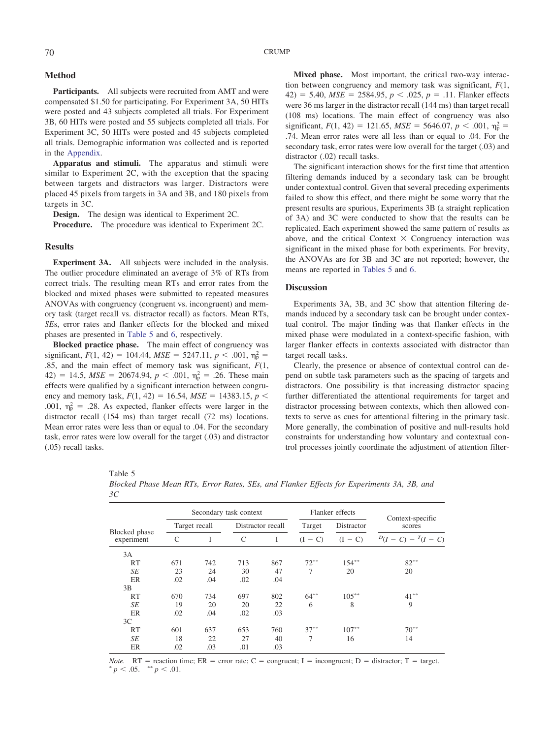## Method

**Participants.** All subjects were recruited from AMT and were compensated $1.50 for participating. For Experiment 3A, 50 HITs were posted and 43 subjects completed all trials. For Experiment 3B, 60 HITs were posted and 55 subjects completed all trials. For Experiment 3C, 50 HITs were posted and 45 subjects completed all trials. Demographic information was collected and is reported in the Appendix.

**Apparatus and stimuli.** The apparatus and stimuli were similar to Experiment 2C, with the exception that the spacing between targets and distractors was larger. Distractors were placed 45 pixels from targets in 3A and 3B, and 180 pixels from targets in 3C.

**Design.** The design was identical to Experiment 2C.

**Procedure.** The procedure was identical to Experiment 2C.

## Results

**Experiment 3A.** All subjects were included in the analysis. The outlier procedure eliminated an average of 3% of RTs from correct trials. The resulting mean RTs and error rates from the blocked and mixed phases were submitted to repeated measures ANOVAs with congruency (congruent vs. incongruent) and memory task (target recall vs. distractor recall) as factors. Mean RTs, *SE*s, error rates and flanker effects for the blocked and mixed phases are presented in Table 5 and 6, respectively.

**Blocked practice phase.** The main effect of congruency was significant, $F(1, 42) = 104.44$, $MSE = 5247.11$, $p < .001$, $\eta_p^2 = .85$, and the main effect of memory task was significant, $F(1, 42) = 14.5$, $MSE = 20674.94$, $p < .001$, $\eta_p^2 = .26$. These main effects were qualified by a significant interaction between congruency and memory task, $F(1, 42) = 16.54$, $MSE = 14383.15$, $p < .001$, $\eta_p^2 = .28$. As expected, flanker effects were larger in the distractor recall (154 ms) than target recall (72 ms) locations. Mean error rates were less than or equal to .04. For the secondary task, error rates were low overall for the target (.03) and distractor (.05) recall tasks.

**Mixed phase.** Most important, the critical two-way interaction between congruency and memory task was significant, $F(1, 42) = 5.40$, $MSE = 2584.95$, $p < .025$, $p = .11$. Flanker effects were 36 ms larger in the distractor recall (144 ms) than target recall (108 ms) locations. The main effect of congruency was also significant, $F(1, 42) = 121.65$, $MSE = 5646.07$, $p < .001$, $\eta_p^2 = .74$. Mean error rates were all less than or equal to .04. For the secondary task, error rates were low overall for the target (.03) and distractor (.02) recall tasks.

The significant interaction shows for the first time that attention filtering demands induced by a secondary task can be brought under contextual control. Given that several preceding experiments failed to show this effect, and there might be some worry that the present results are spurious, Experiments 3B (a straight replication of 3A) and 3C were conducted to show that the results can be replicated. Each experiment showed the same pattern of results as above, and the critical Context × Congruency interaction was significant in the mixed phase for both experiments. For brevity, the ANOVAs are for 3B and 3C are not reported; however, the means are reported in Tables 5 and 6.

## Discussion

Experiments 3A, 3B, and 3C show that attention filtering demands induced by a secondary task can be brought under contextual control. The major finding was that flanker effects in the mixed phase were modulated in a context-specific fashion, with larger flanker effects in contexts associated with distractor than target recall tasks.

Clearly, the presence or absence of contextual control can depend on subtle task parameters such as the spacing of targets and distractors. One possibility is that increasing distractor spacing further differentiated the attentional requirements for target and distractor processing between contexts, which then allowed contexts to serve as cues for attentional filtering in the primary task. More generally, the combination of positive and null-results hold constraints for understanding how voluntary and contextual control processes jointly coordinate the adjustment of attention filter-

Table 5
*Blocked Phase Mean RTs, Error Rates, SEs, and Flanker Effects for Experiments 3A, 3B, and 3C*

| Blocked phase experiment | Secondary task context | | | | Flanker effects | | Context-specific scores |
|---|---|---|---|---|---|---|---|
| | Target recall | | Distractor recall | | Target | Distractor | |
| | C | I | C | I | (I − C) | (I − C) | $^D(I - C) - {}^T(I - C)$ |
| 3A | | | | | | | |
| RT | 671 | 742 | 713 | 867 | 72** | 154** | 82** |
| *SE* | 23 | 24 | 30 | 47 | 7 | 20 | 20 |
| ER | .02 | .04 | .02 | .04 | | | |
| 3B | | | | | | | |
| RT | 670 | 734 | 697 | 802 | 64** | 105** | 41** |
| *SE* | 19 | 20 | 20 | 22 | 6 | 8 | 9 |
| ER | .02 | .04 | .02 | .03 | | | |
| 3C | | | | | | | |
| RT | 601 | 637 | 653 | 760 | 37** | 107** | 70** |
| *SE* | 18 | 22 | 27 | 40 | 7 | 16 | 14 |
| ER | .02 | .03 | .01 | .03 | | | |

*Note.* RT = reaction time; ER = error rate; C = congruent; I = incongruent; D = distractor; T = target.
* $p < .05$. ** $p < .01$.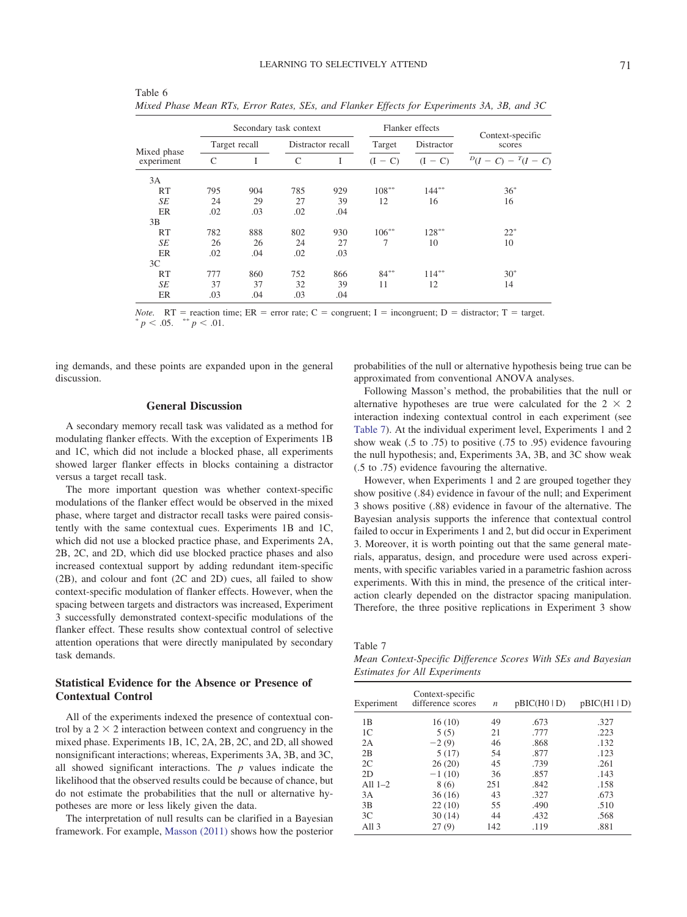Table 6

*Mixed Phase Mean RTs, Error Rates, SEs, and Flanker Effects for Experiments 3A, 3B, and 3C*

| Mixed phase experiment | Secondary task context | | | | Flanker effects | | Context-specific scores |
|---|---|---|---|---|---|---|---|
| | Target recall | | Distractor recall | | Target | Distractor | |
| | C | I | C | I | (I − C) | (I − C) | $^D(I - C) - {^T(I - C)}$ |
| 3A | | | | | | | |
| RT | 795 | 904 | 785 | 929 | 108** | 144** | 36* |
| *SE* | 24 | 29 | 27 | 39 | 12 | 16 | 16 |
| ER | .02 | .03 | .02 | .04 | | | |
| 3B | | | | | | | |
| RT | 782 | 888 | 802 | 930 | 106** | 128** | 22* |
| *SE* | 26 | 26 | 24 | 27 | 7 | 10 | 10 |
| ER | .02 | .04 | .02 | .03 | | | |
| 3C | | | | | | | |
| RT | 777 | 860 | 752 | 866 | 84** | 114** | 30* |
| *SE* | 37 | 37 | 32 | 39 | 11 | 12 | 14 |
| ER | .03 | .04 | .03 | .04 | | | |

*Note.* RT = reaction time; ER = error rate; C = congruent; I = incongruent; D = distractor; T = target.
* $p < .05$. ** $p < .01$.

ing demands, and these points are expanded upon in the general discussion.

## General Discussion

A secondary memory recall task was validated as a method for modulating flanker effects. With the exception of Experiments 1B and 1C, which did not include a blocked phase, all experiments showed larger flanker effects in blocks containing a distractor versus a target recall task.

The more important question was whether context-specific modulations of the flanker effect would be observed in the mixed phase, where target and distractor recall tasks were paired consistently with the same contextual cues. Experiments 1B and 1C, which did not use a blocked practice phase, and Experiments 2A, 2B, 2C, and 2D, which did use blocked practice phases and also increased contextual support by adding redundant item-specific (2B), and colour and font (2C and 2D) cues, all failed to show context-specific modulation of flanker effects. However, when the spacing between targets and distractors was increased, Experiment 3 successfully demonstrated context-specific modulations of the flanker effect. These results show contextual control of selective attention operations that were directly manipulated by secondary task demands.

### Statistical Evidence for the Absence or Presence of Contextual Control

All of the experiments indexed the presence of contextual control by a 2 × 2 interaction between context and congruency in the mixed phase. Experiments 1B, 1C, 2A, 2B, 2C, and 2D, all showed nonsignificant interactions; whereas, Experiments 3A, 3B, and 3C, all showed significant interactions. The *p* values indicate the likelihood that the observed results could be because of chance, but do not estimate the probabilities that the null or alternative hypotheses are more or less likely given the data.

The interpretation of null results can be clarified in a Bayesian framework. For example, Masson (2011) shows how the posterior probabilities of the null or alternative hypothesis being true can be approximated from conventional ANOVA analyses.

Following Masson's method, the probabilities that the null or alternative hypotheses are true were calculated for the 2 × 2 interaction indexing contextual control in each experiment (see Table 7). At the individual experiment level, Experiments 1 and 2 show weak (.5 to .75) to positive (.75 to .95) evidence favouring the null hypothesis; and, Experiments 3A, 3B, and 3C show weak (.5 to .75) evidence favouring the alternative.

However, when Experiments 1 and 2 are grouped together they show positive (.84) evidence in favour of the null; and Experiment 3 shows positive (.88) evidence in favour of the alternative. The Bayesian analysis supports the inference that contextual control failed to occur in Experiments 1 and 2, but did occur in Experiment 3. Moreover, it is worth pointing out that the same general materials, apparatus, design, and procedure were used across experiments, with specific variables varied in a parametric fashion across experiments. With this in mind, the presence of the critical interaction clearly depended on the distractor spacing manipulation. Therefore, the three positive replications in Experiment 3 show

Table 7

*Mean Context-Specific Difference Scores With SEs and Bayesian Estimates for All Experiments*

| Experiment | Context-specific difference scores | *n* | pBIC(H0 \| D) | pBIC(H1 \| D) |
|---|---|---|---|---|
| 1B | 16 (10) | 49 | .673 | .327 |
| 1C | 5 (5) | 21 | .777 | .223 |
| 2A | −2 (9) | 46 | .868 | .132 |
| 2B | 5 (17) | 54 | .877 | .123 |
| 2C | 26 (20) | 45 | .739 | .261 |
| 2D | −1 (10) | 36 | .857 | .143 |
| All 1–2 | 8 (6) | 251 | .842 | .158 |
| 3A | 36 (16) | 43 | .327 | .673 |
| 3B | 22 (10) | 55 | .490 | .510 |
| 3C | 30 (14) | 44 | .432 | .568 |
| All 3 | 27 (9) | 142 | .119 | .881 |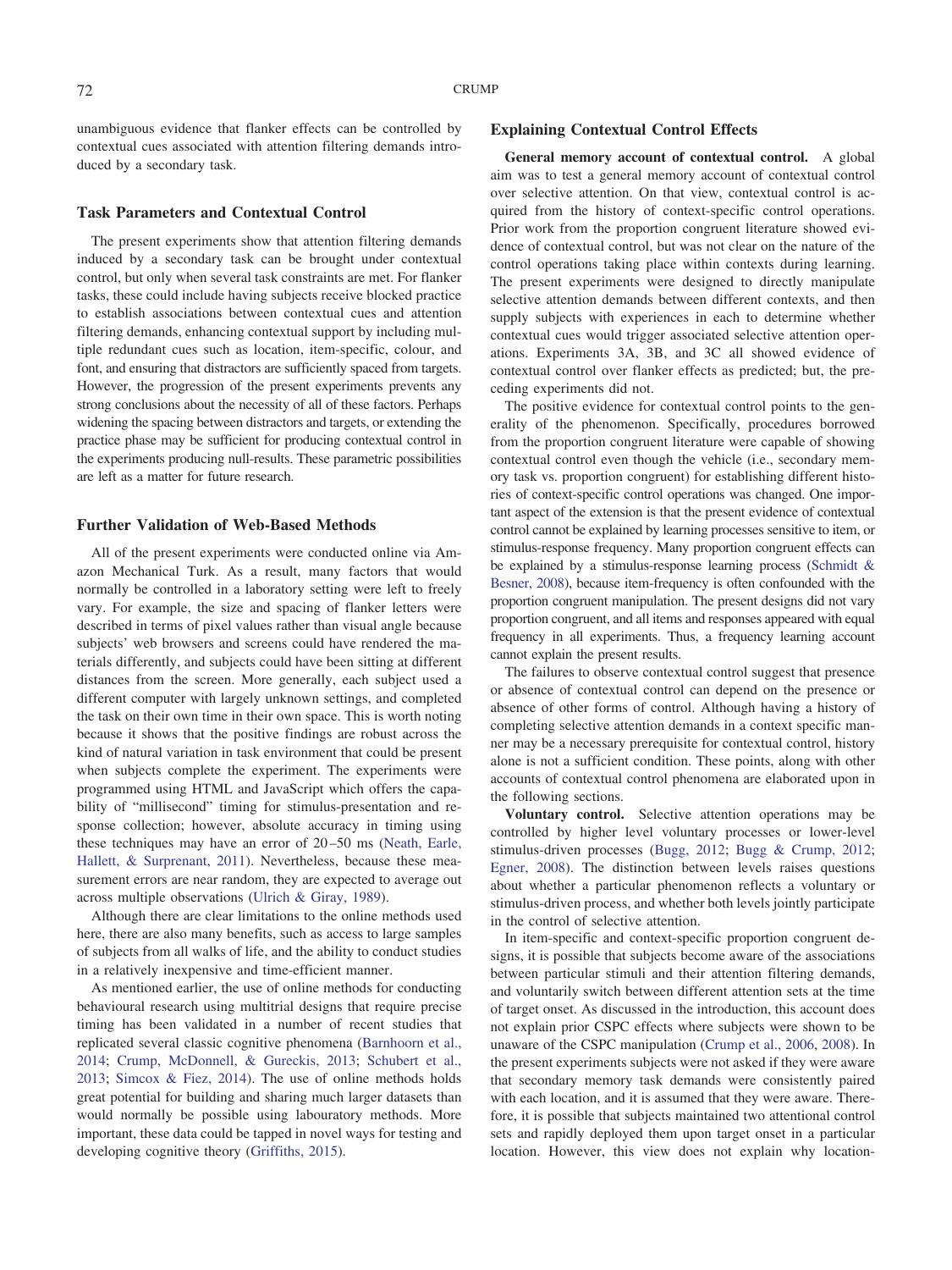unambiguous evidence that flanker effects can be controlled by contextual cues associated with attention filtering demands introduced by a secondary task.

### Task Parameters and Contextual Control

The present experiments show that attention filtering demands induced by a secondary task can be brought under contextual control, but only when several task constraints are met. For flanker tasks, these could include having subjects receive blocked practice to establish associations between contextual cues and attention filtering demands, enhancing contextual support by including multiple redundant cues such as location, item-specific, colour, and font, and ensuring that distractors are sufficiently spaced from targets. However, the progression of the present experiments prevents any strong conclusions about the necessity of all of these factors. Perhaps widening the spacing between distractors and targets, or extending the practice phase may be sufficient for producing contextual control in the experiments producing null-results. These parametric possibilities are left as a matter for future research.

### Further Validation of Web-Based Methods

All of the present experiments were conducted online via Amazon Mechanical Turk. As a result, many factors that would normally be controlled in a laboratory setting were left to freely vary. For example, the size and spacing of flanker letters were described in terms of pixel values rather than visual angle because subjects' web browsers and screens could have rendered the materials differently, and subjects could have been sitting at different distances from the screen. More generally, each subject used a different computer with largely unknown settings, and completed the task on their own time in their own space. This is worth noting because it shows that the positive findings are robust across the kind of natural variation in task environment that could be present when subjects complete the experiment. The experiments were programmed using HTML and JavaScript which offers the capability of "millisecond" timing for stimulus-presentation and response collection; however, absolute accuracy in timing using these techniques may have an error of 20–50 ms (Neath, Earle, Hallett, & Surprenant, 2011). Nevertheless, because these measurement errors are near random, they are expected to average out across multiple observations (Ulrich & Giray, 1989).

Although there are clear limitations to the online methods used here, there are also many benefits, such as access to large samples of subjects from all walks of life, and the ability to conduct studies in a relatively inexpensive and time-efficient manner.

As mentioned earlier, the use of online methods for conducting behavioural research using multitrial designs that require precise timing has been validated in a number of recent studies that replicated several classic cognitive phenomena (Barnhoorn et al., 2014; Crump, McDonnell, & Gureckis, 2013; Schubert et al., 2013; Simcox & Fiez, 2014). The use of online methods holds great potential for building and sharing much larger datasets than would normally be possible using labouratory methods. More important, these data could be tapped in novel ways for testing and developing cognitive theory (Griffiths, 2015).

### Explaining Contextual Control Effects

**General memory account of contextual control.** A global aim was to test a general memory account of contextual control over selective attention. On that view, contextual control is acquired from the history of context-specific control operations. Prior work from the proportion congruent literature showed evidence of contextual control, but was not clear on the nature of the control operations taking place within contexts during learning. The present experiments were designed to directly manipulate selective attention demands between different contexts, and then supply subjects with experiences in each to determine whether contextual cues would trigger associated selective attention operations. Experiments 3A, 3B, and 3C all showed evidence of contextual control over flanker effects as predicted; but, the preceding experiments did not.

The positive evidence for contextual control points to the generality of the phenomenon. Specifically, procedures borrowed from the proportion congruent literature were capable of showing contextual control even though the vehicle (i.e., secondary memory task vs. proportion congruent) for establishing different histories of context-specific control operations was changed. One important aspect of the extension is that the present evidence of contextual control cannot be explained by learning processes sensitive to item, or stimulus-response frequency. Many proportion congruent effects can be explained by a stimulus-response learning process (Schmidt & Besner, 2008), because item-frequency is often confounded with the proportion congruent manipulation. The present designs did not vary proportion congruent, and all items and responses appeared with equal frequency in all experiments. Thus, a frequency learning account cannot explain the present results.

The failures to observe contextual control suggest that presence or absence of contextual control can depend on the presence or absence of other forms of control. Although having a history of completing selective attention demands in a context specific manner may be a necessary prerequisite for contextual control, history alone is not a sufficient condition. These points, along with other accounts of contextual control phenomena are elaborated upon in the following sections.

**Voluntary control.** Selective attention operations may be controlled by higher level voluntary processes or lower-level stimulus-driven processes (Bugg, 2012; Bugg & Crump, 2012; Egner, 2008). The distinction between levels raises questions about whether a particular phenomenon reflects a voluntary or stimulus-driven process, and whether both levels jointly participate in the control of selective attention.

In item-specific and context-specific proportion congruent designs, it is possible that subjects become aware of the associations between particular stimuli and their attention filtering demands, and voluntarily switch between different attention sets at the time of target onset. As discussed in the introduction, this account does not explain prior CSPC effects where subjects were shown to be unaware of the CSPC manipulation (Crump et al., 2006, 2008). In the present experiments subjects were not asked if they were aware that secondary memory task demands were consistently paired with each location, and it is assumed that they were aware. Therefore, it is possible that subjects maintained two attentional control sets and rapidly deployed them upon target onset in a particular location. However, this view does not explain why location-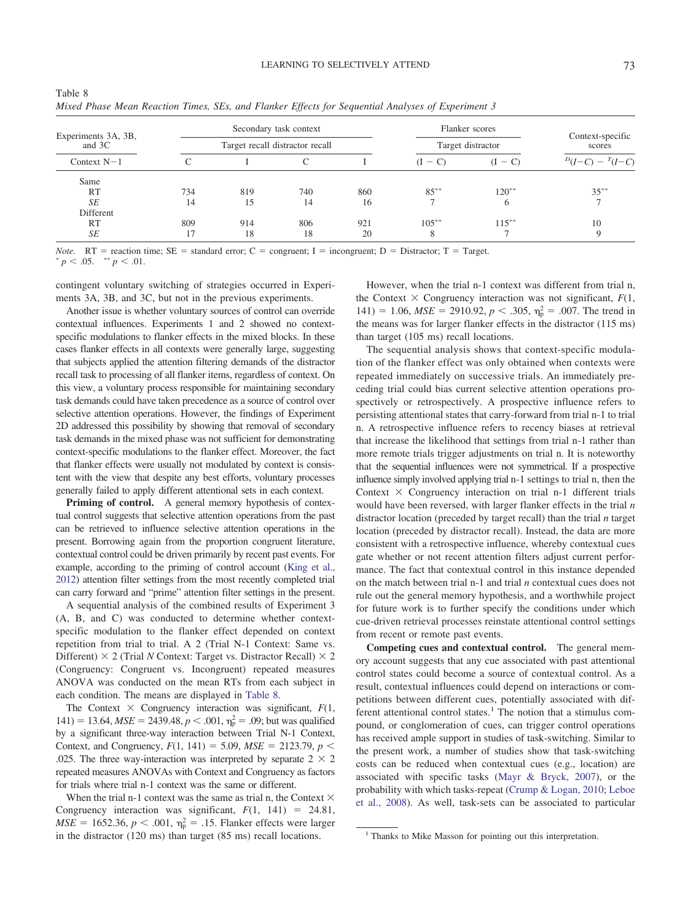Table 8
*Mixed Phase Mean Reaction Times, SEs, and Flanker Effects for Sequential Analyses of Experiment 3*

| Experiments 3A, 3B, and 3C | Secondary task context | | | | Flanker scores | | Context-specific scores |
|---|---|---|---|---|---|---|---|
| | Target recall | | distractor recall | | Target | distractor | |
| Context N−1 | C | I | C | I | (I − C) | (I − C) | $^{D}(I{-}C) - {}^{T}(I{-}C)$ |
| Same | | | | | | | |
| RT | 734 | 819 | 740 | 860 | 85** | 120** | 35** |
| *SE* | 14 | 15 | 14 | 16 | 7 | 6 | 7 |
| Different | | | | | | | |
| RT | 809 | 914 | 806 | 921 | 105** | 115** | 10 |
| *SE* | 17 | 18 | 18 | 20 | 8 | 7 | 9 |

*Note.* RT = reaction time; SE = standard error; C = congruent; I = incongruent; D = Distractor; T = Target.
* $p < .05$. ** $p < .01$.

contingent voluntary switching of strategies occurred in Experiments 3A, 3B, and 3C, but not in the previous experiments.

Another issue is whether voluntary sources of control can override contextual influences. Experiments 1 and 2 showed no context-specific modulations to flanker effects in the mixed blocks. In these cases flanker effects in all contexts were generally large, suggesting that subjects applied the attention filtering demands of the distractor recall task to processing of all flanker items, regardless of context. On this view, a voluntary process responsible for maintaining secondary task demands could have taken precedence as a source of control over selective attention operations. However, the findings of Experiment 2D addressed this possibility by showing that removal of secondary task demands in the mixed phase was not sufficient for demonstrating context-specific modulations to the flanker effect. Moreover, the fact that flanker effects were usually not modulated by context is consistent with the view that despite any best efforts, voluntary processes generally failed to apply different attentional sets in each context.

**Priming of control.** A general memory hypothesis of contextual control suggests that selective attention operations from the past can be retrieved to influence selective attention operations in the present. Borrowing again from the proportion congruent literature, contextual control could be driven primarily by recent past events. For example, according to the priming of control account (King et al., 2012) attention filter settings from the most recently completed trial can carry forward and "prime" attention filter settings in the present.

A sequential analysis of the combined results of Experiment 3 (A, B, and C) was conducted to determine whether context-specific modulation to the flanker effect depended on context repetition from trial to trial. A 2 (Trial N-1 Context: Same vs. Different) × 2 (Trial *N* Context: Target vs. Distractor Recall) × 2 (Congruency: Congruent vs. Incongruent) repeated measures ANOVA was conducted on the mean RTs from each subject in each condition. The means are displayed in Table 8.

The Context × Congruency interaction was significant, $F(1, 141) = 13.64$, $MSE = 2439.48$, $p < .001$, $\eta_p^2 = .09$; but was qualified by a significant three-way interaction between Trial N-1 Context, Context, and Congruency, $F(1, 141) = 5.09$, $MSE = 2123.79$, $p < .025$. The three way-interaction was interpreted by separate 2 × 2 repeated measures ANOVAs with Context and Congruency as factors for trials where trial n-1 context was the same or different.

When the trial n-1 context was the same as trial n, the Context × Congruency interaction was significant, $F(1, 141) = 24.81$, $MSE = 1652.36$, $p < .001$, $\eta_p^2 = .15$. Flanker effects were larger in the distractor (120 ms) than target (85 ms) recall locations.

However, when the trial n-1 context was different from trial n, the Context × Congruency interaction was not significant, $F(1, 141) = 1.06$, $MSE = 2910.92$, $p < .305$, $\eta_p^2 = .007$. The trend in the means was for larger flanker effects in the distractor (115 ms) than target (105 ms) recall locations.

The sequential analysis shows that context-specific modulation of the flanker effect was only obtained when contexts were repeated immediately on successive trials. An immediately preceding trial could bias current selective attention operations prospectively or retrospectively. A prospective influence refers to persisting attentional states that carry-forward from trial n-1 to trial n. A retrospective influence refers to recency biases at retrieval that increase the likelihood that settings from trial n-1 rather than more remote trials trigger adjustments on trial n. It is noteworthy that the sequential influences were not symmetrical. If a prospective influence simply involved applying trial n-1 settings to trial n, then the Context × Congruency interaction on trial n-1 different trials would have been reversed, with larger flanker effects in the trial *n* distractor location (preceded by target recall) than the trial *n* target location (preceded by distractor recall). Instead, the data are more consistent with a retrospective influence, whereby contextual cues gate whether or not recent attention filters adjust current performance. The fact that contextual control in this instance depended on the match between trial n-1 and trial *n* contextual cues does not rule out the general memory hypothesis, and a worthwhile project for future work is to further specify the conditions under which cue-driven retrieval processes reinstate attentional control settings from recent or remote past events.

**Competing cues and contextual control.** The general memory account suggests that any cue associated with past attentional control states could become a source of contextual control. As a result, contextual influences could depend on interactions or competitions between different cues, potentially associated with different attentional control states.[1] The notion that a stimulus compound, or conglomeration of cues, can trigger control operations has received ample support in studies of task-switching. Similar to the present work, a number of studies show that task-switching costs can be reduced when contextual cues (e.g., location) are associated with specific tasks (Mayr & Bryck, 2007), or the probability with which tasks-repeat (Crump & Logan, 2010; Leboe et al., 2008). As well, task-sets can be associated to particular

[1] Thanks to Mike Masson for pointing out this interpretation.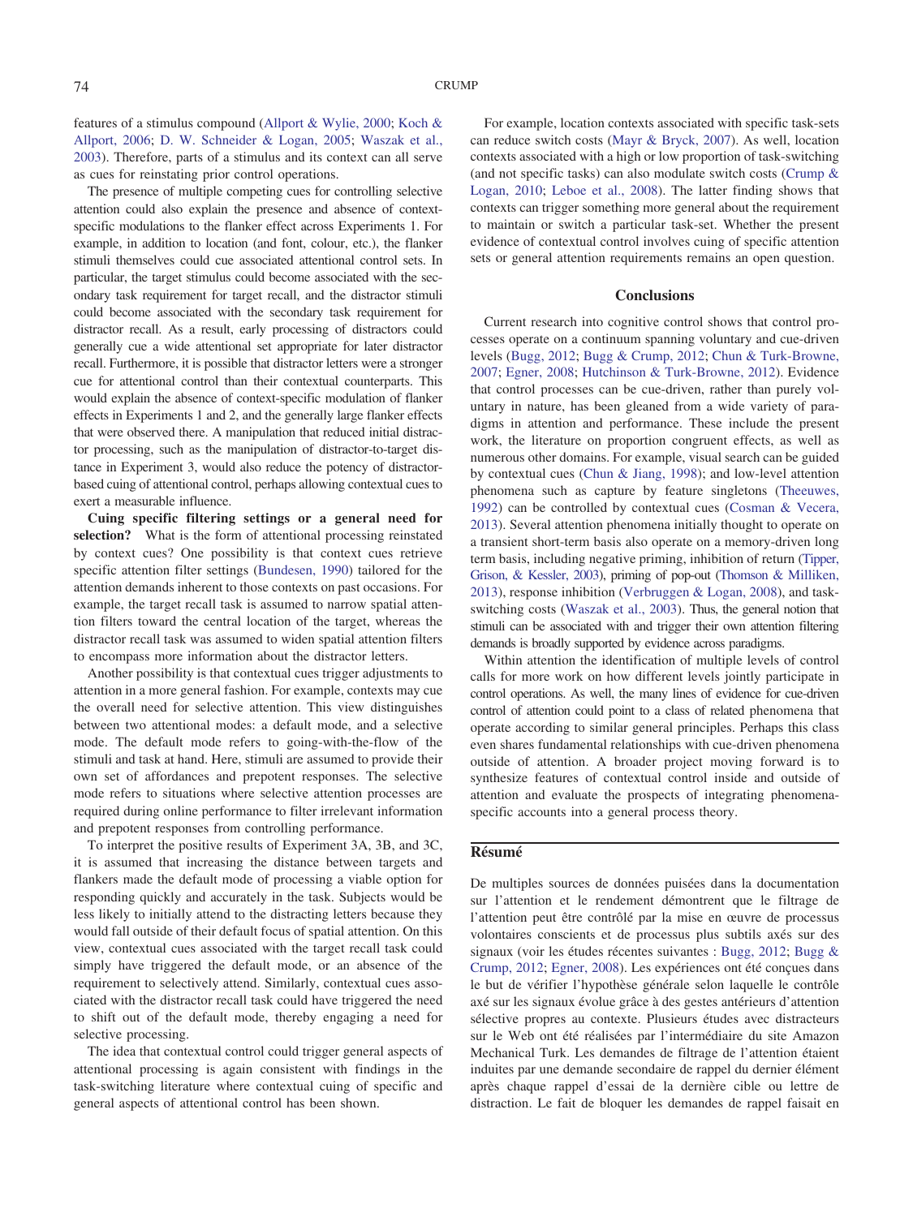features of a stimulus compound (Allport & Wylie, 2000; Koch & Allport, 2006; D. W. Schneider & Logan, 2005; Waszak et al., 2003). Therefore, parts of a stimulus and its context can all serve as cues for reinstating prior control operations.

The presence of multiple competing cues for controlling selective attention could also explain the presence and absence of context-specific modulations to the flanker effect across Experiments 1. For example, in addition to location (and font, colour, etc.), the flanker stimuli themselves could cue associated attentional control sets. In particular, the target stimulus could become associated with the secondary task requirement for target recall, and the distractor stimuli could become associated with the secondary task requirement for distractor recall. As a result, early processing of distractors could generally cue a wide attentional set appropriate for later distractor recall. Furthermore, it is possible that distractor letters were a stronger cue for attentional control than their contextual counterparts. This would explain the absence of context-specific modulation of flanker effects in Experiments 1 and 2, and the generally large flanker effects that were observed there. A manipulation that reduced initial distractor processing, such as the manipulation of distractor-to-target distance in Experiment 3, would also reduce the potency of distractor-based cuing of attentional control, perhaps allowing contextual cues to exert a measurable influence.

**Cuing specific filtering settings or a general need for selection?** What is the form of attentional processing reinstated by context cues? One possibility is that context cues retrieve specific attention filter settings (Bundesen, 1990) tailored for the attention demands inherent to those contexts on past occasions. For example, the target recall task is assumed to narrow spatial attention filters toward the central location of the target, whereas the distractor recall task was assumed to widen spatial attention filters to encompass more information about the distractor letters.

Another possibility is that contextual cues trigger adjustments to attention in a more general fashion. For example, contexts may cue the overall need for selective attention. This view distinguishes between two attentional modes: a default mode, and a selective mode. The default mode refers to going-with-the-flow of the stimuli and task at hand. Here, stimuli are assumed to provide their own set of affordances and prepotent responses. The selective mode refers to situations where selective attention processes are required during online performance to filter irrelevant information and prepotent responses from controlling performance.

To interpret the positive results of Experiment 3A, 3B, and 3C, it is assumed that increasing the distance between targets and flankers made the default mode of processing a viable option for responding quickly and accurately in the task. Subjects would be less likely to initially attend to the distracting letters because they would fall outside of their default focus of spatial attention. On this view, contextual cues associated with the target recall task could simply have triggered the default mode, or an absence of the requirement to selectively attend. Similarly, contextual cues associated with the distractor recall task could have triggered the need to shift out of the default mode, thereby engaging a need for selective processing.

The idea that contextual control could trigger general aspects of attentional processing is again consistent with findings in the task-switching literature where contextual cuing of specific and general aspects of attentional control has been shown.

For example, location contexts associated with specific task-sets can reduce switch costs (Mayr & Bryck, 2007). As well, location contexts associated with a high or low proportion of task-switching (and not specific tasks) can also modulate switch costs (Crump & Logan, 2010; Leboe et al., 2008). The latter finding shows that contexts can trigger something more general about the requirement to maintain or switch a particular task-set. Whether the present evidence of contextual control involves cuing of specific attention sets or general attention requirements remains an open question.

## Conclusions

Current research into cognitive control shows that control processes operate on a continuum spanning voluntary and cue-driven levels (Bugg, 2012; Bugg & Crump, 2012; Chun & Turk-Browne, 2007; Egner, 2008; Hutchinson & Turk-Browne, 2012). Evidence that control processes can be cue-driven, rather than purely voluntary in nature, has been gleaned from a wide variety of paradigms in attention and performance. These include the present work, the literature on proportion congruent effects, as well as numerous other domains. For example, visual search can be guided by contextual cues (Chun & Jiang, 1998); and low-level attention phenomena such as capture by feature singletons (Theeuwes, 1992) can be controlled by contextual cues (Cosman & Vecera, 2013). Several attention phenomena initially thought to operate on a transient short-term basis also operate on a memory-driven long term basis, including negative priming, inhibition of return (Tipper, Grison, & Kessler, 2003), priming of pop-out (Thomson & Milliken, 2013), response inhibition (Verbruggen & Logan, 2008), and task-switching costs (Waszak et al., 2003). Thus, the general notion that stimuli can be associated with and trigger their own attention filtering demands is broadly supported by evidence across paradigms.

Within attention the identification of multiple levels of control calls for more work on how different levels jointly participate in control operations. As well, the many lines of evidence for cue-driven control of attention could point to a class of related phenomena that operate according to similar general principles. Perhaps this class even shares fundamental relationships with cue-driven phenomena outside of attention. A broader project moving forward is to synthesize features of contextual control inside and outside of attention and evaluate the prospects of integrating phenomena-specific accounts into a general process theory.

## Résumé

De multiples sources de données puisées dans la documentation sur l'attention et le rendement démontrent que le filtrage de l'attention peut être contrôlé par la mise en œuvre de processus volontaires conscients et de processus plus subtils axés sur des signaux (voir les études récentes suivantes : Bugg, 2012; Bugg & Crump, 2012; Egner, 2008). Les expériences ont été conçues dans le but de vérifier l'hypothèse générale selon laquelle le contrôle axé sur les signaux évolue grâce à des gestes antérieurs d'attention sélective propres au contexte. Plusieurs études avec distracteurs sur le Web ont été réalisées par l'intermédiaire du site Amazon Mechanical Turk. Les demandes de filtrage de l'attention étaient induites par une demande secondaire de rappel du dernier élément après chaque rappel d'essai de la dernière cible ou lettre de distraction. Le fait de bloquer les demandes de rappel faisait en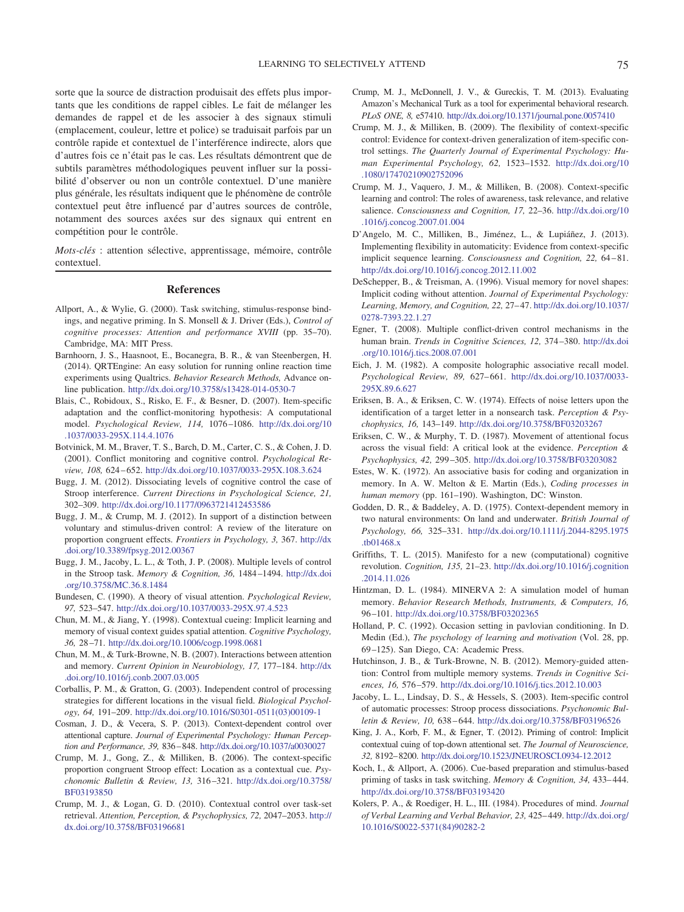sorte que la source de distraction produisait des effets plus importants que les conditions de rappel cibles. Le fait de mélanger les demandes de rappel et de les associer à des signaux stimuli (emplacement, couleur, lettre et police) se traduisait parfois par un contrôle rapide et contextuel de l'interférence indirecte, alors que d'autres fois ce n'était pas le cas. Les résultats démontrent que de subtils paramètres méthodologiques peuvent influer sur la possibilité d'observer ou non un contrôle contextuel. D'une manière plus générale, les résultats indiquent que le phénomène de contrôle contextuel peut être influencé par d'autres sources de contrôle, notamment des sources axées sur des signaux qui entrent en compétition pour le contrôle.

*Mots-clés* : attention sélective, apprentissage, mémoire, contrôle contextuel.

## References

Allport, A., & Wylie, G. (2000). Task switching, stimulus-response bindings, and negative priming. In S. Monsell & J. Driver (Eds.), *Control of cognitive processes: Attention and performance XVIII* (pp. 35–70). Cambridge, MA: MIT Press.

Barnhoorn, J. S., Haasnoot, E., Bocanegra, B. R., & van Steenbergen, H. (2014). QRTEngine: An easy solution for running online reaction time experiments using Qualtrics. *Behavior Research Methods,* Advance online publication. http://dx.doi.org/10.3758/s13428-014-0530-7

Blais, C., Robidoux, S., Risko, E. F., & Besner, D. (2007). Item-specific adaptation and the conflict-monitoring hypothesis: A computational model. *Psychological Review, 114,* 1076–1086. http://dx.doi.org/10.1037/0033-295X.114.4.1076

Botvinick, M. M., Braver, T. S., Barch, D. M., Carter, C. S., & Cohen, J. D. (2001). Conflict monitoring and cognitive control. *Psychological Review, 108,* 624–652. http://dx.doi.org/10.1037/0033-295X.108.3.624

Bugg, J. M. (2012). Dissociating levels of cognitive control the case of Stroop interference. *Current Directions in Psychological Science, 21,* 302–309. http://dx.doi.org/10.1177/0963721412453586

Bugg, J. M., & Crump, M. J. (2012). In support of a distinction between voluntary and stimulus-driven control: A review of the literature on proportion congruent effects. *Frontiers in Psychology, 3,* 367. http://dx.doi.org/10.3389/fpsyg.2012.00367

Bugg, J. M., Jacoby, L. L., & Toth, J. P. (2008). Multiple levels of control in the Stroop task. *Memory & Cognition, 36,* 1484–1494. http://dx.doi.org/10.3758/MC.36.8.1484

Bundesen, C. (1990). A theory of visual attention. *Psychological Review, 97,* 523–547. http://dx.doi.org/10.1037/0033-295X.97.4.523

Chun, M. M., & Jiang, Y. (1998). Contextual cueing: Implicit learning and memory of visual context guides spatial attention. *Cognitive Psychology, 36,* 28–71. http://dx.doi.org/10.1006/cogp.1998.0681

Chun, M. M., & Turk-Browne, N. B. (2007). Interactions between attention and memory. *Current Opinion in Neurobiology, 17,* 177–184. http://dx.doi.org/10.1016/j.conb.2007.03.005

Corballis, P. M., & Gratton, G. (2003). Independent control of processing strategies for different locations in the visual field. *Biological Psychology, 64,* 191–209. http://dx.doi.org/10.1016/S0301-0511(03)00109-1

Cosman, J. D., & Vecera, S. P. (2013). Context-dependent control over attentional capture. *Journal of Experimental Psychology: Human Perception and Performance, 39,* 836–848. http://dx.doi.org/10.1037/a0030027

Crump, M. J., Gong, Z., & Milliken, B. (2006). The context-specific proportion congruent Stroop effect: Location as a contextual cue. *Psychonomic Bulletin & Review, 13,* 316–321. http://dx.doi.org/10.3758/BF03193850

Crump, M. J., & Logan, G. D. (2010). Contextual control over task-set retrieval. *Attention, Perception, & Psychophysics, 72,* 2047–2053. http://dx.doi.org/10.3758/BF03196681

Crump, M. J., McDonnell, J. V., & Gureckis, T. M. (2013). Evaluating Amazon's Mechanical Turk as a tool for experimental behavioral research. *PLoS ONE, 8,* e57410. http://dx.doi.org/10.1371/journal.pone.0057410

Crump, M. J., & Milliken, B. (2009). The flexibility of context-specific control: Evidence for context-driven generalization of item-specific control settings. *The Quarterly Journal of Experimental Psychology: Human Experimental Psychology, 62,* 1523–1532. http://dx.doi.org/10.1080/17470210902752096

Crump, M. J., Vaquero, J. M., & Milliken, B. (2008). Context-specific learning and control: The roles of awareness, task relevance, and relative salience. *Consciousness and Cognition, 17,* 22–36. http://dx.doi.org/10.1016/j.concog.2007.01.004

D'Angelo, M. C., Milliken, B., Jiménez, L., & Lupiáñez, J. (2013). Implementing flexibility in automaticity: Evidence from context-specific implicit sequence learning. *Consciousness and Cognition, 22,* 64–81. http://dx.doi.org/10.1016/j.concog.2012.11.002

DeSchepper, B., & Treisman, A. (1996). Visual memory for novel shapes: Implicit coding without attention. *Journal of Experimental Psychology: Learning, Memory, and Cognition, 22,* 27–47. http://dx.doi.org/10.1037/0278-7393.22.1.27

Egner, T. (2008). Multiple conflict-driven control mechanisms in the human brain. *Trends in Cognitive Sciences, 12,* 374–380. http://dx.doi.org/10.1016/j.tics.2008.07.001

Eich, J. M. (1982). A composite holographic associative recall model. *Psychological Review, 89,* 627–661. http://dx.doi.org/10.1037/0033-295X.89.6.627

Eriksen, B. A., & Eriksen, C. W. (1974). Effects of noise letters upon the identification of a target letter in a nonsearch task. *Perception & Psychophysics, 16,* 143–149. http://dx.doi.org/10.3758/BF03203267

Eriksen, C. W., & Murphy, T. D. (1987). Movement of attentional focus across the visual field: A critical look at the evidence. *Perception & Psychophysics, 42,* 299–305. http://dx.doi.org/10.3758/BF03203082

Estes, W. K. (1972). An associative basis for coding and organization in memory. In A. W. Melton & E. Martin (Eds.), *Coding processes in human memory* (pp. 161–190). Washington, DC: Winston.

Godden, D. R., & Baddeley, A. D. (1975). Context-dependent memory in two natural environments: On land and underwater. *British Journal of Psychology, 66,* 325–331. http://dx.doi.org/10.1111/j.2044-8295.1975.tb01468.x

Griffiths, T. L. (2015). Manifesto for a new (computational) cognitive revolution. *Cognition, 135,* 21–23. http://dx.doi.org/10.1016/j.cognition.2014.11.026

Hintzman, D. L. (1984). MINERVA 2: A simulation model of human memory. *Behavior Research Methods, Instruments, & Computers, 16,* 96–101. http://dx.doi.org/10.3758/BF03202365

Holland, P. C. (1992). Occasion setting in pavlovian conditioning. In D. Medin (Ed.), *The psychology of learning and motivation* (Vol. 28, pp. 69–125). San Diego, CA: Academic Press.

Hutchinson, J. B., & Turk-Browne, N. B. (2012). Memory-guided attention: Control from multiple memory systems. *Trends in Cognitive Sciences, 16,* 576–579. http://dx.doi.org/10.1016/j.tics.2012.10.003

Jacoby, L. L., Lindsay, D. S., & Hessels, S. (2003). Item-specific control of automatic processes: Stroop process dissociations. *Psychonomic Bulletin & Review, 10,* 638–644. http://dx.doi.org/10.3758/BF03196526

King, J. A., Korb, F. M., & Egner, T. (2012). Priming of control: Implicit contextual cuing of top-down attentional set. *The Journal of Neuroscience, 32,* 8192–8200. http://dx.doi.org/10.1523/JNEUROSCI.0934-12.2012

Koch, I., & Allport, A. (2006). Cue-based preparation and stimulus-based priming of tasks in task switching. *Memory & Cognition, 34,* 433–444. http://dx.doi.org/10.3758/BF03193420

Kolers, P. A., & Roediger, H. L., III. (1984). Procedures of mind. *Journal of Verbal Learning and Verbal Behavior, 23,* 425–449. http://dx.doi.org/10.1016/S0022-5371(84)90282-2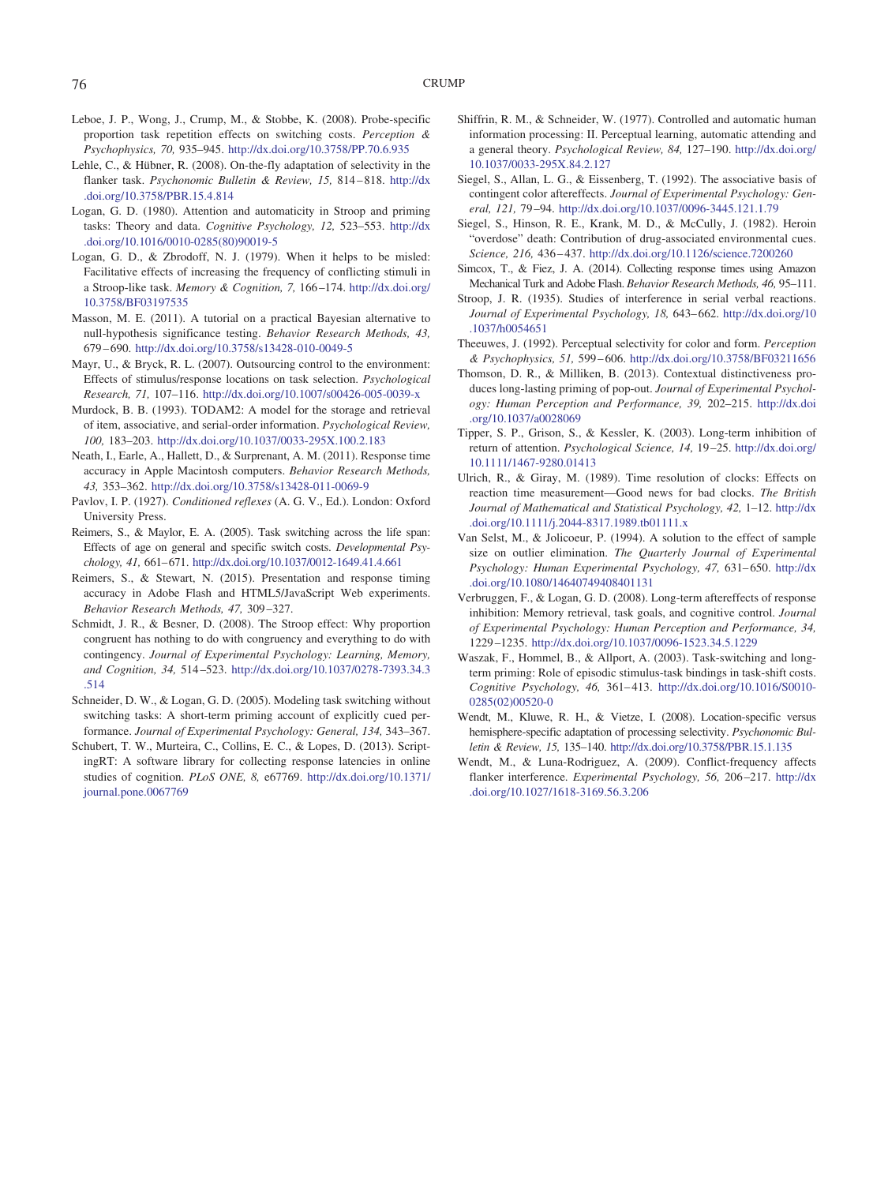Leboe, J. P., Wong, J., Crump, M., & Stobbe, K. (2008). Probe-specific proportion task repetition effects on switching costs. *Perception & Psychophysics, 70,* 935–945. http://dx.doi.org/10.3758/PP.70.6.935

Lehle, C., & Hübner, R. (2008). On-the-fly adaptation of selectivity in the flanker task. *Psychonomic Bulletin & Review, 15,* 814–818. http://dx.doi.org/10.3758/PBR.15.4.814

Logan, G. D. (1980). Attention and automaticity in Stroop and priming tasks: Theory and data. *Cognitive Psychology, 12,* 523–553. http://dx.doi.org/10.1016/0010-0285(80)90019-5

Logan, G. D., & Zbrodoff, N. J. (1979). When it helps to be misled: Facilitative effects of increasing the frequency of conflicting stimuli in a Stroop-like task. *Memory & Cognition, 7,* 166–174. http://dx.doi.org/10.3758/BF03197535

Masson, M. E. (2011). A tutorial on a practical Bayesian alternative to null-hypothesis significance testing. *Behavior Research Methods, 43,* 679–690. http://dx.doi.org/10.3758/s13428-010-0049-5

Mayr, U., & Bryck, R. L. (2007). Outsourcing control to the environment: Effects of stimulus/response locations on task selection. *Psychological Research, 71,* 107–116. http://dx.doi.org/10.1007/s00426-005-0039-x

Murdock, B. B. (1993). TODAM2: A model for the storage and retrieval of item, associative, and serial-order information. *Psychological Review, 100,* 183–203. http://dx.doi.org/10.1037/0033-295X.100.2.183

Neath, I., Earle, A., Hallett, D., & Surprenant, A. M. (2011). Response time accuracy in Apple Macintosh computers. *Behavior Research Methods, 43,* 353–362. http://dx.doi.org/10.3758/s13428-011-0069-9

Pavlov, I. P. (1927). *Conditioned reflexes* (A. G. V., Ed.). London: Oxford University Press.

Reimers, S., & Maylor, E. A. (2005). Task switching across the life span: Effects of age on general and specific switch costs. *Developmental Psychology, 41,* 661–671. http://dx.doi.org/10.1037/0012-1649.41.4.661

Reimers, S., & Stewart, N. (2015). Presentation and response timing accuracy in Adobe Flash and HTML5/JavaScript Web experiments. *Behavior Research Methods, 47,* 309–327.

Schmidt, J. R., & Besner, D. (2008). The Stroop effect: Why proportion congruent has nothing to do with congruency and everything to do with contingency. *Journal of Experimental Psychology: Learning, Memory, and Cognition, 34,* 514–523. http://dx.doi.org/10.1037/0278-7393.34.3.514

Schneider, D. W., & Logan, G. D. (2005). Modeling task switching without switching tasks: A short-term priming account of explicitly cued performance. *Journal of Experimental Psychology: General, 134,* 343–367.

Schubert, T. W., Murteira, C., Collins, E. C., & Lopes, D. (2013). ScriptingRT: A software library for collecting response latencies in online studies of cognition. *PLoS ONE, 8,* e67769. http://dx.doi.org/10.1371/journal.pone.0067769

Shiffrin, R. M., & Schneider, W. (1977). Controlled and automatic human information processing: II. Perceptual learning, automatic attending and a general theory. *Psychological Review, 84,* 127–190. http://dx.doi.org/10.1037/0033-295X.84.2.127

Siegel, S., Allan, L. G., & Eissenberg, T. (1992). The associative basis of contingent color aftereffects. *Journal of Experimental Psychology: General, 121,* 79–94. http://dx.doi.org/10.1037/0096-3445.121.1.79

Siegel, S., Hinson, R. E., Krank, M. D., & McCully, J. (1982). Heroin "overdose" death: Contribution of drug-associated environmental cues. *Science, 216,* 436–437. http://dx.doi.org/10.1126/science.7200260

Simcox, T., & Fiez, J. A. (2014). Collecting response times using Amazon Mechanical Turk and Adobe Flash. *Behavior Research Methods, 46,* 95–111.

Stroop, J. R. (1935). Studies of interference in serial verbal reactions. *Journal of Experimental Psychology, 18,* 643–662. http://dx.doi.org/10.1037/h0054651

Theeuwes, J. (1992). Perceptual selectivity for color and form. *Perception & Psychophysics, 51,* 599–606. http://dx.doi.org/10.3758/BF03211656

Thomson, D. R., & Milliken, B. (2013). Contextual distinctiveness produces long-lasting priming of pop-out. *Journal of Experimental Psychology: Human Perception and Performance, 39,* 202–215. http://dx.doi.org/10.1037/a0028069

Tipper, S. P., Grison, S., & Kessler, K. (2003). Long-term inhibition of return of attention. *Psychological Science, 14,* 19–25. http://dx.doi.org/10.1111/1467-9280.01413

Ulrich, R., & Giray, M. (1989). Time resolution of clocks: Effects on reaction time measurement—Good news for bad clocks. *The British Journal of Mathematical and Statistical Psychology, 42,* 1–12. http://dx.doi.org/10.1111/j.2044-8317.1989.tb01111.x

Van Selst, M., & Jolicoeur, P. (1994). A solution to the effect of sample size on outlier elimination. *The Quarterly Journal of Experimental Psychology: Human Experimental Psychology, 47,* 631–650. http://dx.doi.org/10.1080/14640749408401131

Verbruggen, F., & Logan, G. D. (2008). Long-term aftereffects of response inhibition: Memory retrieval, task goals, and cognitive control. *Journal of Experimental Psychology: Human Perception and Performance, 34,* 1229–1235. http://dx.doi.org/10.1037/0096-1523.34.5.1229

Waszak, F., Hommel, B., & Allport, A. (2003). Task-switching and long-term priming: Role of episodic stimulus-task bindings in task-shift costs. *Cognitive Psychology, 46,* 361–413. http://dx.doi.org/10.1016/S0010-0285(02)00520-0

Wendt, M., Kluwe, R. H., & Vietze, I. (2008). Location-specific versus hemisphere-specific adaptation of processing selectivity. *Psychonomic Bulletin & Review, 15,* 135–140. http://dx.doi.org/10.3758/PBR.15.1.135

Wendt, M., & Luna-Rodriguez, A. (2009). Conflict-frequency affects flanker interference. *Experimental Psychology, 56,* 206–217. http://dx.doi.org/10.1027/1618-3169.56.3.206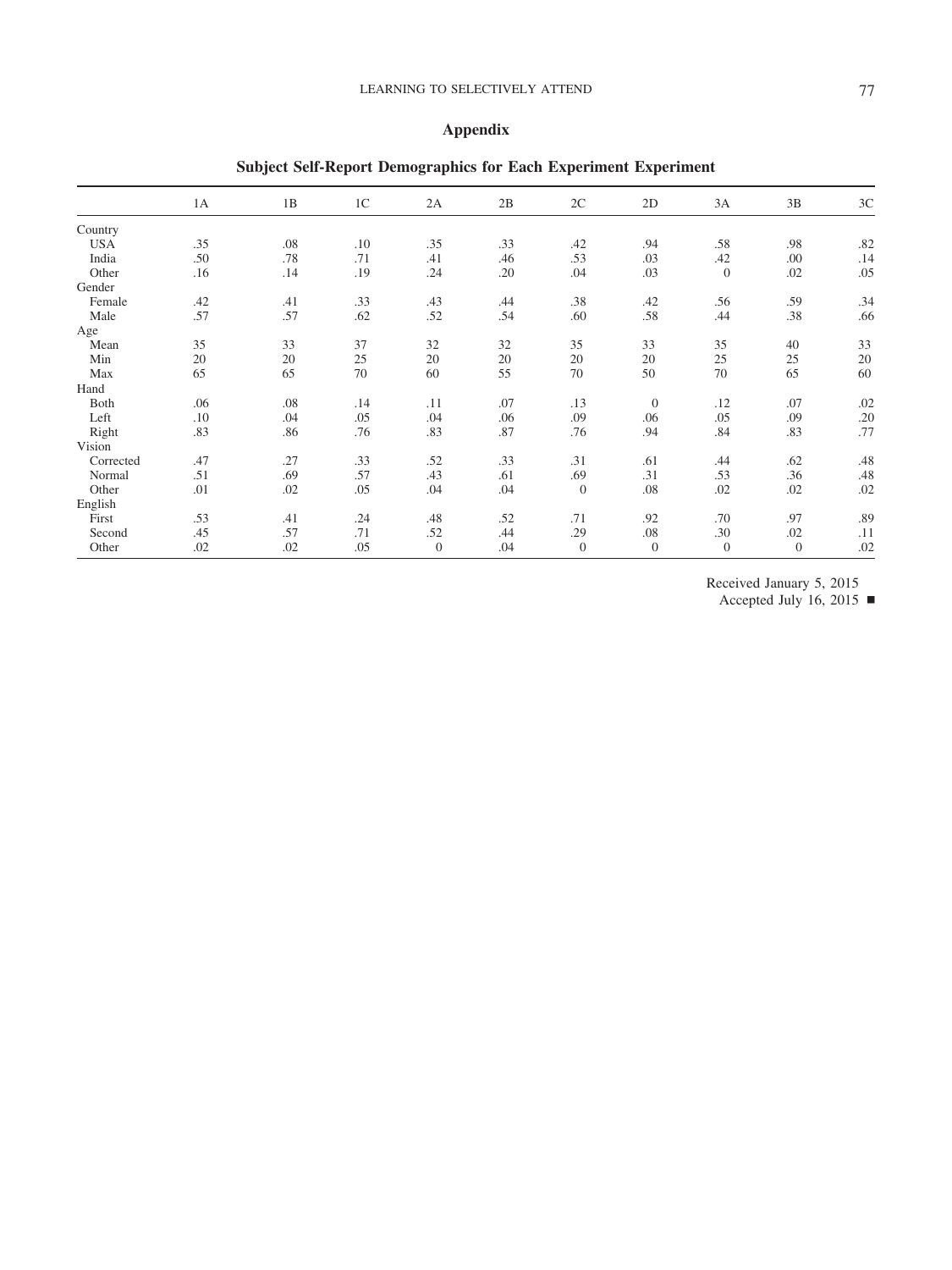## Appendix

### Subject Self-Report Demographics for Each Experiment Experiment

| | 1A | 1B | 1C | 2A | 2B | 2C | 2D | 3A | 3B | 3C |
|---|---|---|---|---|---|---|---|---|---|---|
| Country | | | | | | | | | | |
| USA | .35 | .08 | .10 | .35 | .33 | .42 | .94 | .58 | .98 | .82 |
| India | .50 | .78 | .71 | .41 | .46 | .53 | .03 | .42 | .00 | .14 |
| Other | .16 | .14 | .19 | .24 | .20 | .04 | .03 | 0 | .02 | .05 |
| Gender | | | | | | | | | | |
| Female | .42 | .41 | .33 | .43 | .44 | .38 | .42 | .56 | .59 | .34 |
| Male | .57 | .57 | .62 | .52 | .54 | .60 | .58 | .44 | .38 | .66 |
| Age | | | | | | | | | | |
| Mean | 35 | 33 | 37 | 32 | 32 | 35 | 33 | 35 | 40 | 33 |
| Min | 20 | 20 | 25 | 20 | 20 | 20 | 20 | 25 | 25 | 20 |
| Max | 65 | 65 | 70 | 60 | 55 | 70 | 50 | 70 | 65 | 60 |
| Hand | | | | | | | | | | |
| Both | .06 | .08 | .14 | .11 | .07 | .13 | 0 | .12 | .07 | .02 |
| Left | .10 | .04 | .05 | .04 | .06 | .09 | .06 | .05 | .09 | .20 |
| Right | .83 | .86 | .76 | .83 | .87 | .76 | .94 | .84 | .83 | .77 |
| Vision | | | | | | | | | | |
| Corrected | .47 | .27 | .33 | .52 | .33 | .31 | .61 | .44 | .62 | .48 |
| Normal | .51 | .69 | .57 | .43 | .61 | .69 | .31 | .53 | .36 | .48 |
| Other | .01 | .02 | .05 | .04 | .04 | 0 | .08 | .02 | .02 | .02 |
| English | | | | | | | | | | |
| First | .53 | .41 | .24 | .48 | .52 | .71 | .92 | .70 | .97 | .89 |
| Second | .45 | .57 | .71 | .52 | .44 | .29 | .08 | .30 | .02 | .11 |
| Other | .02 | .02 | .05 | 0 | .04 | 0 | 0 | 0 | 0 | .02 |

Received January 5, 2015
Accepted July 16, 2015 ■